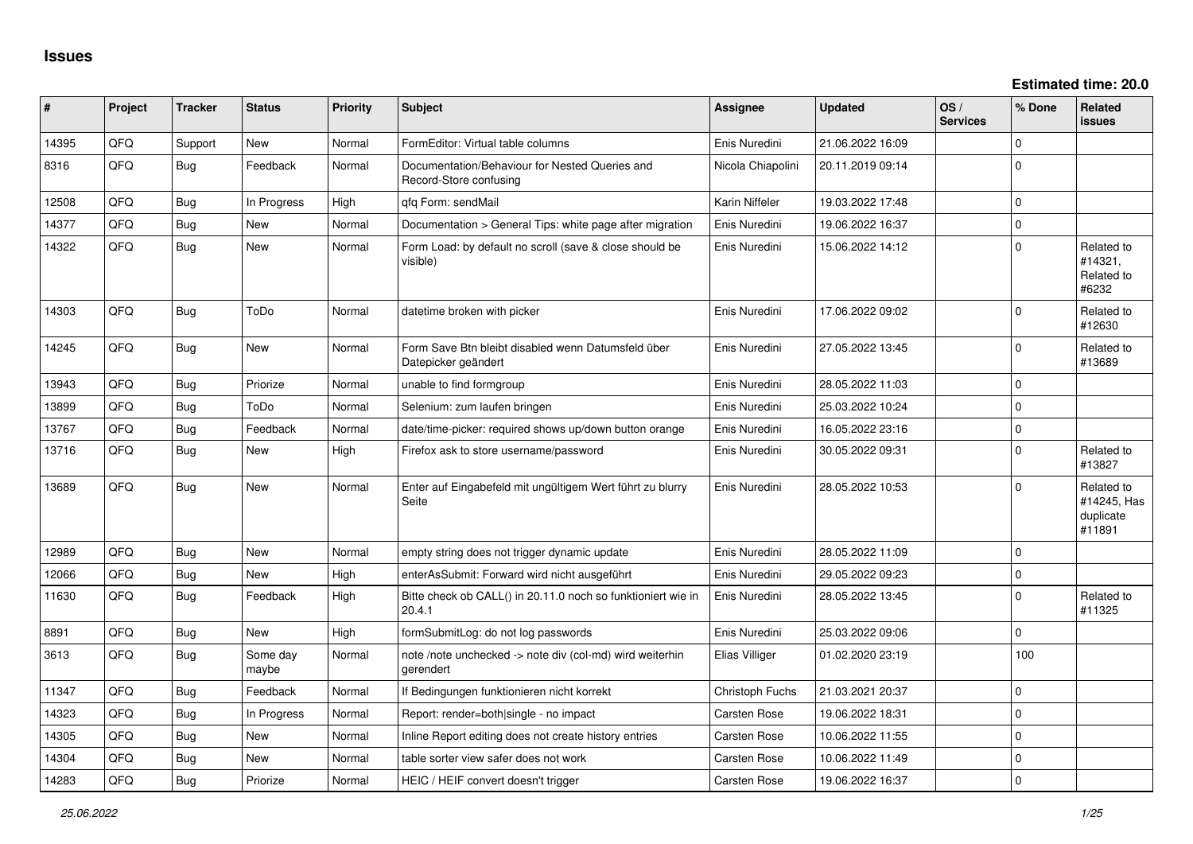# Issues

**Estimated time: 20.0**

| # | Project | Tracker | Status | Priority | Subject | Assignee | Updated | OS / Services | % Done | Related issues |
|---|---|---|---|---|---|---|---|---|---|---|
| 14395 | QFQ | Support | New | Normal | FormEditor: Virtual table columns | Enis Nuredini | 21.06.2022 16:09 | | 0 | |
| 8316 | QFQ | Bug | Feedback | Normal | Documentation/Behaviour for Nested Queries and Record-Store confusing | Nicola Chiapolini | 20.11.2019 09:14 | | 0 | |
| 12508 | QFQ | Bug | In Progress | High | qfq Form: sendMail | Karin Niffeler | 19.03.2022 17:48 | | 0 | |
| 14377 | QFQ | Bug | New | Normal | Documentation > General Tips: white page after migration | Enis Nuredini | 19.06.2022 16:37 | | 0 | |
| 14322 | QFQ | Bug | New | Normal | Form Load: by default no scroll (save & close should be visible) | Enis Nuredini | 15.06.2022 14:12 | | 0 | Related to #14321, Related to #6232 |
| 14303 | QFQ | Bug | ToDo | Normal | datetime broken with picker | Enis Nuredini | 17.06.2022 09:02 | | 0 | Related to #12630 |
| 14245 | QFQ | Bug | New | Normal | Form Save Btn bleibt disabled wenn Datumsfeld über Datepicker geändert | Enis Nuredini | 27.05.2022 13:45 | | 0 | Related to #13689 |
| 13943 | QFQ | Bug | Priorize | Normal | unable to find formgroup | Enis Nuredini | 28.05.2022 11:03 | | 0 | |
| 13899 | QFQ | Bug | ToDo | Normal | Selenium: zum laufen bringen | Enis Nuredini | 25.03.2022 10:24 | | 0 | |
| 13767 | QFQ | Bug | Feedback | Normal | date/time-picker: required shows up/down button orange | Enis Nuredini | 16.05.2022 23:16 | | 0 | |
| 13716 | QFQ | Bug | New | High | Firefox ask to store username/password | Enis Nuredini | 30.05.2022 09:31 | | 0 | Related to #13827 |
| 13689 | QFQ | Bug | New | Normal | Enter auf Eingabefeld mit ungültigem Wert führt zu blurry Seite | Enis Nuredini | 28.05.2022 10:53 | | 0 | Related to #14245, Has duplicate #11891 |
| 12989 | QFQ | Bug | New | Normal | empty string does not trigger dynamic update | Enis Nuredini | 28.05.2022 11:09 | | 0 | |
| 12066 | QFQ | Bug | New | High | enterAsSubmit: Forward wird nicht ausgeführt | Enis Nuredini | 29.05.2022 09:23 | | 0 | |
| 11630 | QFQ | Bug | Feedback | High | Bitte check ob CALL() in 20.11.0 noch so funktioniert wie in 20.4.1 | Enis Nuredini | 28.05.2022 13:45 | | 0 | Related to #11325 |
| 8891 | QFQ | Bug | New | High | formSubmitLog: do not log passwords | Enis Nuredini | 25.03.2022 09:06 | | 0 | |
| 3613 | QFQ | Bug | Some day maybe | Normal | note /note unchecked -> note div (col-md) wird weiterhin gerendert | Elias Villiger | 01.02.2020 23:19 | | 100 | |
| 11347 | QFQ | Bug | Feedback | Normal | If Bedingungen funktionieren nicht korrekt | Christoph Fuchs | 21.03.2021 20:37 | | 0 | |
| 14323 | QFQ | Bug | In Progress | Normal | Report: render=both\|single - no impact | Carsten Rose | 19.06.2022 18:31 | | 0 | |
| 14305 | QFQ | Bug | New | Normal | Inline Report editing does not create history entries | Carsten Rose | 10.06.2022 11:55 | | 0 | |
| 14304 | QFQ | Bug | New | Normal | table sorter view safer does not work | Carsten Rose | 10.06.2022 11:49 | | 0 | |
| 14283 | QFQ | Bug | Priorize | Normal | HEIC / HEIF convert doesn't trigger | Carsten Rose | 19.06.2022 16:37 | | 0 | |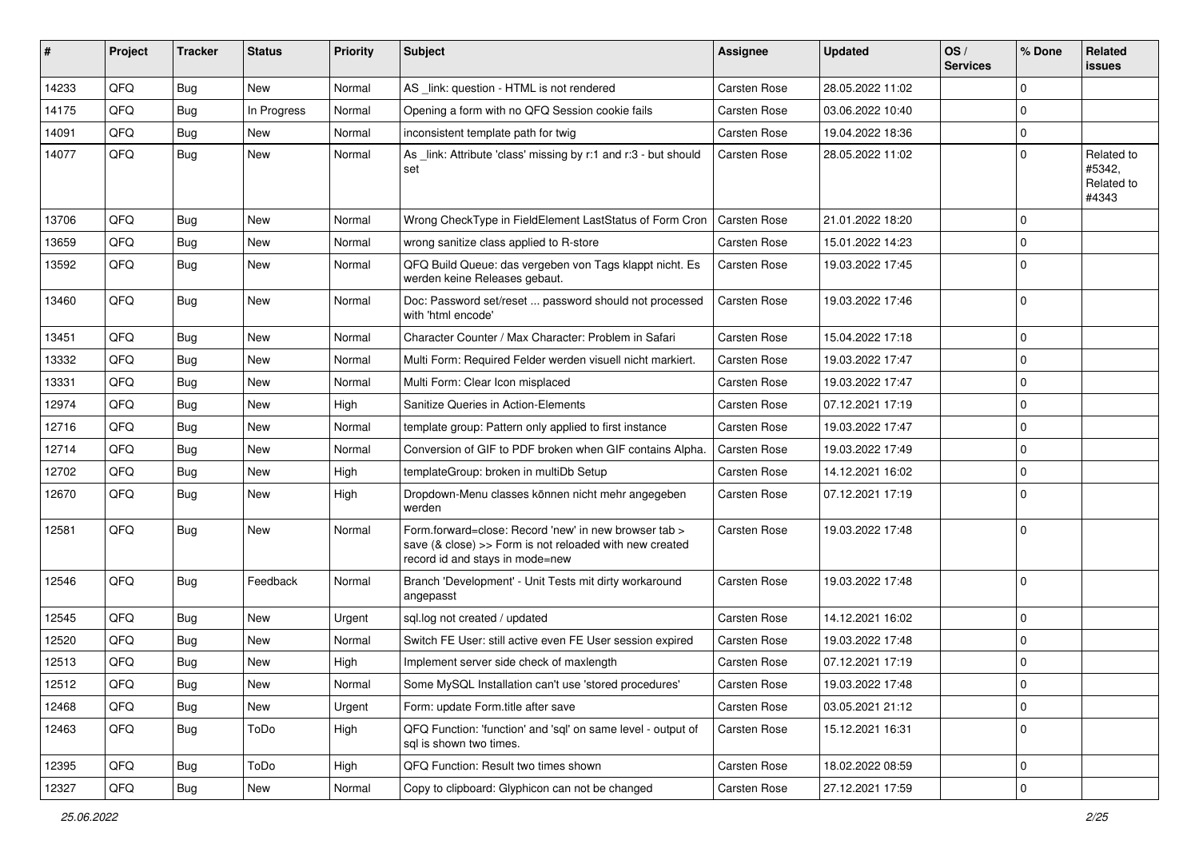| # | Project | Tracker | Status | Priority | Subject | Assignee | Updated | OS / Services | % Done | Related issues |
|---|---|---|---|---|---|---|---|---|---|---|
| 14233 | QFQ | Bug | New | Normal | AS _link: question - HTML is not rendered | Carsten Rose | 28.05.2022 11:02 | | 0 | |
| 14175 | QFQ | Bug | In Progress | Normal | Opening a form with no QFQ Session cookie fails | Carsten Rose | 03.06.2022 10:40 | | 0 | |
| 14091 | QFQ | Bug | New | Normal | inconsistent template path for twig | Carsten Rose | 19.04.2022 18:36 | | 0 | |
| 14077 | QFQ | Bug | New | Normal | As _link: Attribute 'class' missing by r:1 and r:3 - but should set | Carsten Rose | 28.05.2022 11:02 | | 0 | Related to #5342, Related to #4343 |
| 13706 | QFQ | Bug | New | Normal | Wrong CheckType in FieldElement LastStatus of Form Cron | Carsten Rose | 21.01.2022 18:20 | | 0 | |
| 13659 | QFQ | Bug | New | Normal | wrong sanitize class applied to R-store | Carsten Rose | 15.01.2022 14:23 | | 0 | |
| 13592 | QFQ | Bug | New | Normal | QFQ Build Queue: das vergeben von Tags klappt nicht. Es werden keine Releases gebaut. | Carsten Rose | 19.03.2022 17:45 | | 0 | |
| 13460 | QFQ | Bug | New | Normal | Doc: Password set/reset ... password should not processed with 'html encode' | Carsten Rose | 19.03.2022 17:46 | | 0 | |
| 13451 | QFQ | Bug | New | Normal | Character Counter / Max Character: Problem in Safari | Carsten Rose | 15.04.2022 17:18 | | 0 | |
| 13332 | QFQ | Bug | New | Normal | Multi Form: Required Felder werden visuell nicht markiert. | Carsten Rose | 19.03.2022 17:47 | | 0 | |
| 13331 | QFQ | Bug | New | Normal | Multi Form: Clear Icon misplaced | Carsten Rose | 19.03.2022 17:47 | | 0 | |
| 12974 | QFQ | Bug | New | High | Sanitize Queries in Action-Elements | Carsten Rose | 07.12.2021 17:19 | | 0 | |
| 12716 | QFQ | Bug | New | Normal | template group: Pattern only applied to first instance | Carsten Rose | 19.03.2022 17:47 | | 0 | |
| 12714 | QFQ | Bug | New | Normal | Conversion of GIF to PDF broken when GIF contains Alpha. | Carsten Rose | 19.03.2022 17:49 | | 0 | |
| 12702 | QFQ | Bug | New | High | templateGroup: broken in multiDb Setup | Carsten Rose | 14.12.2021 16:02 | | 0 | |
| 12670 | QFQ | Bug | New | High | Dropdown-Menu classes können nicht mehr angegeben werden | Carsten Rose | 07.12.2021 17:19 | | 0 | |
| 12581 | QFQ | Bug | New | Normal | Form.forward=close: Record 'new' in new browser tab > save (& close) >> Form is not reloaded with new created record id and stays in mode=new | Carsten Rose | 19.03.2022 17:48 | | 0 | |
| 12546 | QFQ | Bug | Feedback | Normal | Branch 'Development' - Unit Tests mit dirty workaround angepasst | Carsten Rose | 19.03.2022 17:48 | | 0 | |
| 12545 | QFQ | Bug | New | Urgent | sql.log not created / updated | Carsten Rose | 14.12.2021 16:02 | | 0 | |
| 12520 | QFQ | Bug | New | Normal | Switch FE User: still active even FE User session expired | Carsten Rose | 19.03.2022 17:48 | | 0 | |
| 12513 | QFQ | Bug | New | High | Implement server side check of maxlength | Carsten Rose | 07.12.2021 17:19 | | 0 | |
| 12512 | QFQ | Bug | New | Normal | Some MySQL Installation can't use 'stored procedures' | Carsten Rose | 19.03.2022 17:48 | | 0 | |
| 12468 | QFQ | Bug | New | Urgent | Form: update Form.title after save | Carsten Rose | 03.05.2021 21:12 | | 0 | |
| 12463 | QFQ | Bug | ToDo | High | QFQ Function: 'function' and 'sql' on same level - output of sql is shown two times. | Carsten Rose | 15.12.2021 16:31 | | 0 | |
| 12395 | QFQ | Bug | ToDo | High | QFQ Function: Result two times shown | Carsten Rose | 18.02.2022 08:59 | | 0 | |
| 12327 | QFQ | Bug | New | Normal | Copy to clipboard: Glyphicon can not be changed | Carsten Rose | 27.12.2021 17:59 | | 0 | |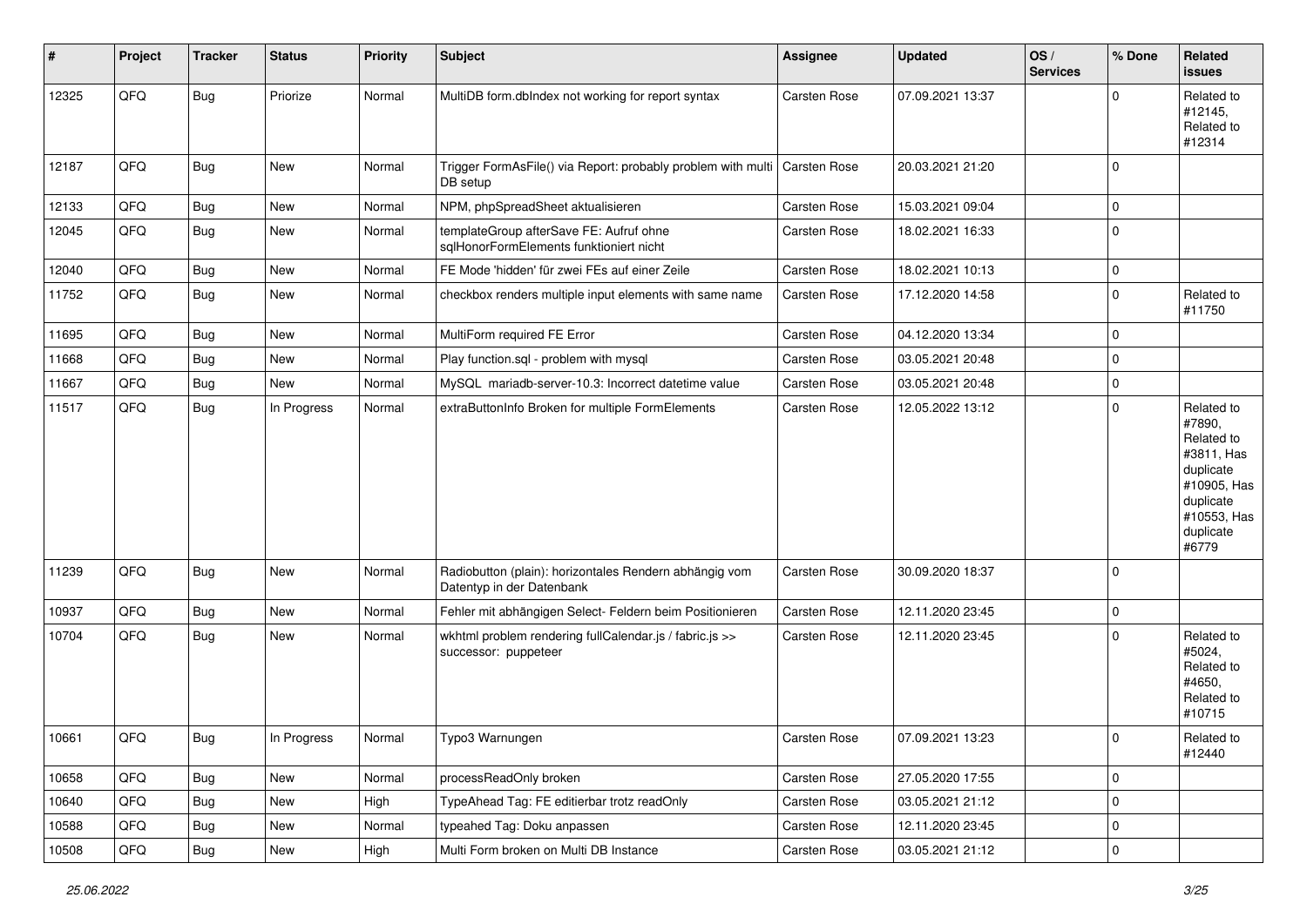| # | Project | Tracker | Status | Priority | Subject | Assignee | Updated | OS / Services | % Done | Related issues |
|---|---|---|---|---|---|---|---|---|---|---|
| 12325 | QFQ | Bug | Priorize | Normal | MultiDB form.dbIndex not working for report syntax | Carsten Rose | 07.09.2021 13:37 | | 0 | Related to #12145, Related to #12314 |
| 12187 | QFQ | Bug | New | Normal | Trigger FormAsFile() via Report: probably problem with multi DB setup | Carsten Rose | 20.03.2021 21:20 | | 0 | |
| 12133 | QFQ | Bug | New | Normal | NPM, phpSpreadSheet aktualisieren | Carsten Rose | 15.03.2021 09:04 | | 0 | |
| 12045 | QFQ | Bug | New | Normal | templateGroup afterSave FE: Aufruf ohne sqlHonorFormElements funktioniert nicht | Carsten Rose | 18.02.2021 16:33 | | 0 | |
| 12040 | QFQ | Bug | New | Normal | FE Mode 'hidden' für zwei FEs auf einer Zeile | Carsten Rose | 18.02.2021 10:13 | | 0 | |
| 11752 | QFQ | Bug | New | Normal | checkbox renders multiple input elements with same name | Carsten Rose | 17.12.2020 14:58 | | 0 | Related to #11750 |
| 11695 | QFQ | Bug | New | Normal | MultiForm required FE Error | Carsten Rose | 04.12.2020 13:34 | | 0 | |
| 11668 | QFQ | Bug | New | Normal | Play function.sql - problem with mysql | Carsten Rose | 03.05.2021 20:48 | | 0 | |
| 11667 | QFQ | Bug | New | Normal | MySQL mariadb-server-10.3: Incorrect datetime value | Carsten Rose | 03.05.2021 20:48 | | 0 | |
| 11517 | QFQ | Bug | In Progress | Normal | extraButtonInfo Broken for multiple FormElements | Carsten Rose | 12.05.2022 13:12 | | 0 | Related to #7890, Related to #3811, Has duplicate #10905, Has duplicate #10553, Has duplicate #6779 |
| 11239 | QFQ | Bug | New | Normal | Radiobutton (plain): horizontales Rendern abhängig vom Datentyp in der Datenbank | Carsten Rose | 30.09.2020 18:37 | | 0 | |
| 10937 | QFQ | Bug | New | Normal | Fehler mit abhängigen Select- Feldern beim Positionieren | Carsten Rose | 12.11.2020 23:45 | | 0 | |
| 10704 | QFQ | Bug | New | Normal | wkhtml problem rendering fullCalendar.js / fabric.js >> successor: puppeteer | Carsten Rose | 12.11.2020 23:45 | | 0 | Related to #5024, Related to #4650, Related to #10715 |
| 10661 | QFQ | Bug | In Progress | Normal | Typo3 Warnungen | Carsten Rose | 07.09.2021 13:23 | | 0 | Related to #12440 |
| 10658 | QFQ | Bug | New | Normal | processReadOnly broken | Carsten Rose | 27.05.2020 17:55 | | 0 | |
| 10640 | QFQ | Bug | New | High | TypeAhead Tag: FE editierbar trotz readOnly | Carsten Rose | 03.05.2021 21:12 | | 0 | |
| 10588 | QFQ | Bug | New | Normal | typeahed Tag: Doku anpassen | Carsten Rose | 12.11.2020 23:45 | | 0 | |
| 10508 | QFQ | Bug | New | High | Multi Form broken on Multi DB Instance | Carsten Rose | 03.05.2021 21:12 | | 0 | |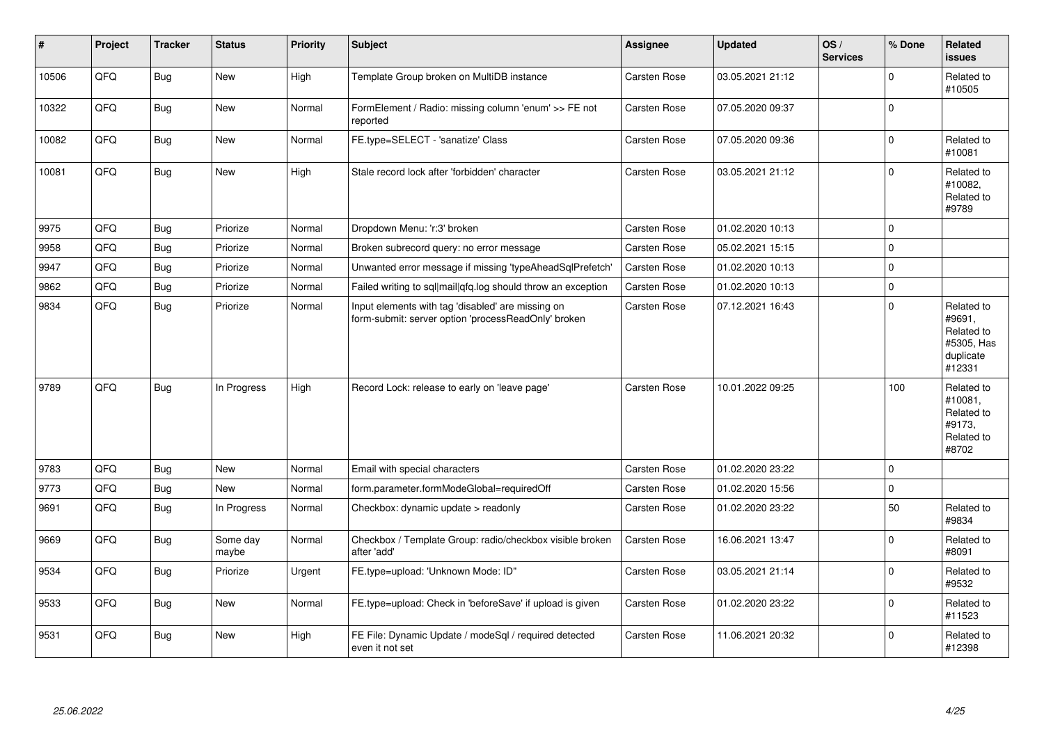| # | Project | Tracker | Status | Priority | Subject | Assignee | Updated | OS / Services | % Done | Related issues |
|---|---|---|---|---|---|---|---|---|---|---|
| 10506 | QFQ | Bug | New | High | Template Group broken on MultiDB instance | Carsten Rose | 03.05.2021 21:12 | | 0 | Related to #10505 |
| 10322 | QFQ | Bug | New | Normal | FormElement / Radio: missing column 'enum' >> FE not reported | Carsten Rose | 07.05.2020 09:37 | | 0 | |
| 10082 | QFQ | Bug | New | Normal | FE.type=SELECT - 'sanatize' Class | Carsten Rose | 07.05.2020 09:36 | | 0 | Related to #10081 |
| 10081 | QFQ | Bug | New | High | Stale record lock after 'forbidden' character | Carsten Rose | 03.05.2021 21:12 | | 0 | Related to #10082, Related to #9789 |
| 9975 | QFQ | Bug | Priorize | Normal | Dropdown Menu: 'r:3' broken | Carsten Rose | 01.02.2020 10:13 | | 0 | |
| 9958 | QFQ | Bug | Priorize | Normal | Broken subrecord query: no error message | Carsten Rose | 05.02.2021 15:15 | | 0 | |
| 9947 | QFQ | Bug | Priorize | Normal | Unwanted error message if missing 'typeAheadSqlPrefetch' | Carsten Rose | 01.02.2020 10:13 | | 0 | |
| 9862 | QFQ | Bug | Priorize | Normal | Failed writing to sql\|mail\|qfq.log should throw an exception | Carsten Rose | 01.02.2020 10:13 | | 0 | |
| 9834 | QFQ | Bug | Priorize | Normal | Input elements with tag 'disabled' are missing on form-submit: server option 'processReadOnly' broken | Carsten Rose | 07.12.2021 16:43 | | 0 | Related to #9691, Related to #5305, Has duplicate #12331 |
| 9789 | QFQ | Bug | In Progress | High | Record Lock: release to early on 'leave page' | Carsten Rose | 10.01.2022 09:25 | | 100 | Related to #10081, Related to #9173, Related to #8702 |
| 9783 | QFQ | Bug | New | Normal | Email with special characters | Carsten Rose | 01.02.2020 23:22 | | 0 | |
| 9773 | QFQ | Bug | New | Normal | form.parameter.formModeGlobal=requiredOff | Carsten Rose | 01.02.2020 15:56 | | 0 | |
| 9691 | QFQ | Bug | In Progress | Normal | Checkbox: dynamic update > readonly | Carsten Rose | 01.02.2020 23:22 | | 50 | Related to #9834 |
| 9669 | QFQ | Bug | Some day maybe | Normal | Checkbox / Template Group: radio/checkbox visible broken after 'add' | Carsten Rose | 16.06.2021 13:47 | | 0 | Related to #8091 |
| 9534 | QFQ | Bug | Priorize | Urgent | FE.type=upload: 'Unknown Mode: ID" | Carsten Rose | 03.05.2021 21:14 | | 0 | Related to #9532 |
| 9533 | QFQ | Bug | New | Normal | FE.type=upload: Check in 'beforeSave' if upload is given | Carsten Rose | 01.02.2020 23:22 | | 0 | Related to #11523 |
| 9531 | QFQ | Bug | New | High | FE File: Dynamic Update / modeSql / required detected even it not set | Carsten Rose | 11.06.2021 20:32 | | 0 | Related to #12398 |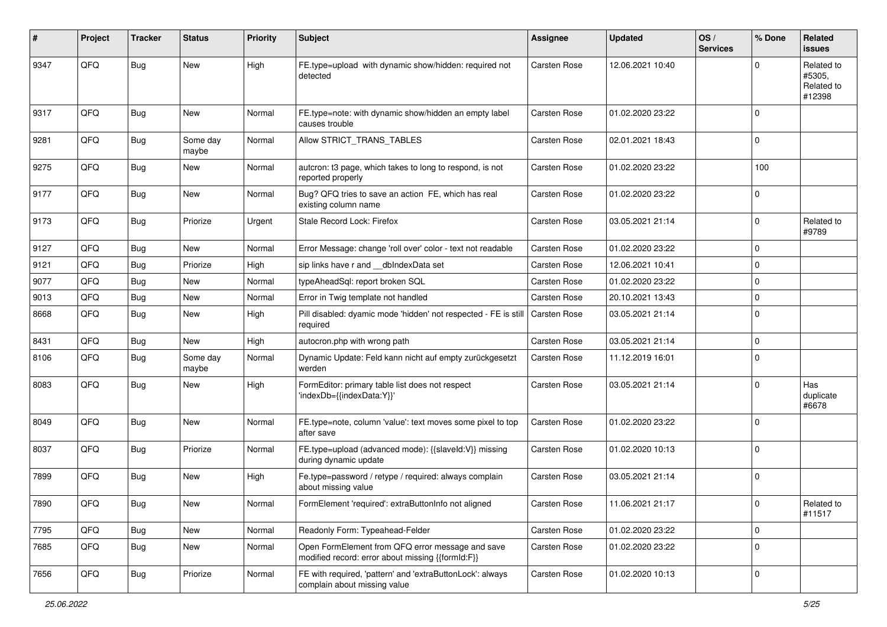| # | Project | Tracker | Status | Priority | Subject | Assignee | Updated | OS / Services | % Done | Related issues |
|---|---|---|---|---|---|---|---|---|---|---|
| 9347 | QFQ | Bug | New | High | FE.type=upload with dynamic show/hidden: required not detected | Carsten Rose | 12.06.2021 10:40 | | 0 | Related to #5305, Related to #12398 |
| 9317 | QFQ | Bug | New | Normal | FE.type=note: with dynamic show/hidden an empty label causes trouble | Carsten Rose | 01.02.2020 23:22 | | 0 | |
| 9281 | QFQ | Bug | Some day maybe | Normal | Allow STRICT_TRANS_TABLES | Carsten Rose | 02.01.2021 18:43 | | 0 | |
| 9275 | QFQ | Bug | New | Normal | autcron: t3 page, which takes to long to respond, is not reported properly | Carsten Rose | 01.02.2020 23:22 | | 100 | |
| 9177 | QFQ | Bug | New | Normal | Bug? QFQ tries to save an action FE, which has real existing column name | Carsten Rose | 01.02.2020 23:22 | | 0 | |
| 9173 | QFQ | Bug | Priorize | Urgent | Stale Record Lock: Firefox | Carsten Rose | 03.05.2021 21:14 | | 0 | Related to #9789 |
| 9127 | QFQ | Bug | New | Normal | Error Message: change 'roll over' color - text not readable | Carsten Rose | 01.02.2020 23:22 | | 0 | |
| 9121 | QFQ | Bug | Priorize | High | sip links have r and __dbIndexData set | Carsten Rose | 12.06.2021 10:41 | | 0 | |
| 9077 | QFQ | Bug | New | Normal | typeAheadSql: report broken SQL | Carsten Rose | 01.02.2020 23:22 | | 0 | |
| 9013 | QFQ | Bug | New | Normal | Error in Twig template not handled | Carsten Rose | 20.10.2021 13:43 | | 0 | |
| 8668 | QFQ | Bug | New | High | Pill disabled: dyamic mode 'hidden' not respected - FE is still required | Carsten Rose | 03.05.2021 21:14 | | 0 | |
| 8431 | QFQ | Bug | New | High | autocron.php with wrong path | Carsten Rose | 03.05.2021 21:14 | | 0 | |
| 8106 | QFQ | Bug | Some day maybe | Normal | Dynamic Update: Feld kann nicht auf empty zurückgesetzt werden | Carsten Rose | 11.12.2019 16:01 | | 0 | |
| 8083 | QFQ | Bug | New | High | FormEditor: primary table list does not respect 'indexDb={{indexData:Y}}' | Carsten Rose | 03.05.2021 21:14 | | 0 | Has duplicate #6678 |
| 8049 | QFQ | Bug | New | Normal | FE.type=note, column 'value': text moves some pixel to top after save | Carsten Rose | 01.02.2020 23:22 | | 0 | |
| 8037 | QFQ | Bug | Priorize | Normal | FE.type=upload (advanced mode): {{slaveId:V}} missing during dynamic update | Carsten Rose | 01.02.2020 10:13 | | 0 | |
| 7899 | QFQ | Bug | New | High | Fe.type=password / retype / required: always complain about missing value | Carsten Rose | 03.05.2021 21:14 | | 0 | |
| 7890 | QFQ | Bug | New | Normal | FormElement 'required': extraButtonInfo not aligned | Carsten Rose | 11.06.2021 21:17 | | 0 | Related to #11517 |
| 7795 | QFQ | Bug | New | Normal | Readonly Form: Typeahead-Felder | Carsten Rose | 01.02.2020 23:22 | | 0 | |
| 7685 | QFQ | Bug | New | Normal | Open FormElement from QFQ error message and save modified record: error about missing {{formId:F}} | Carsten Rose | 01.02.2020 23:22 | | 0 | |
| 7656 | QFQ | Bug | Priorize | Normal | FE with required, 'pattern' and 'extraButtonLock': always complain about missing value | Carsten Rose | 01.02.2020 10:13 | | 0 | |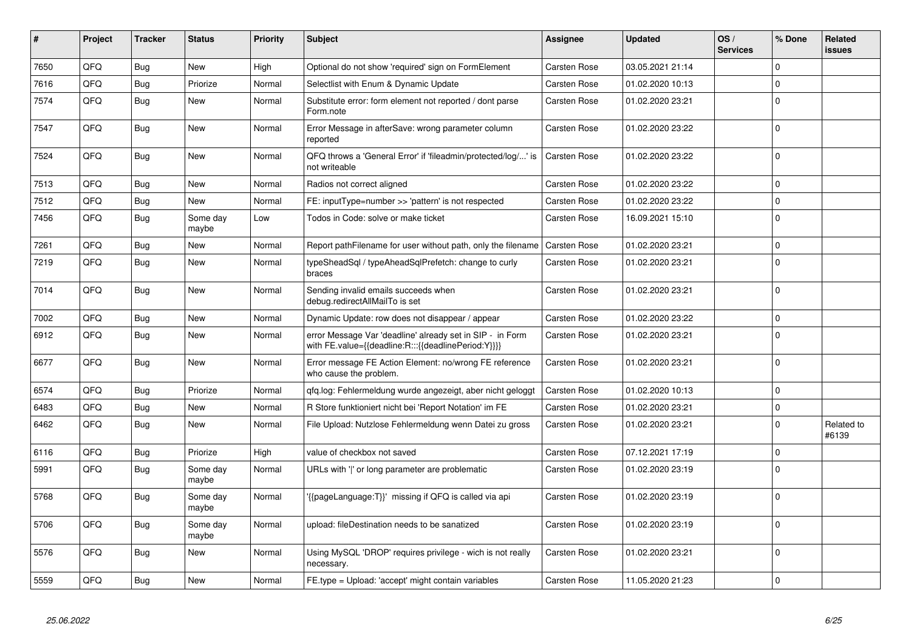| # | Project | Tracker | Status | Priority | Subject | Assignee | Updated | OS / Services | % Done | Related issues |
|---|---|---|---|---|---|---|---|---|---|---|
| 7650 | QFQ | Bug | New | High | Optional do not show 'required' sign on FormElement | Carsten Rose | 03.05.2021 21:14 | | 0 | |
| 7616 | QFQ | Bug | Priorize | Normal | Selectlist with Enum & Dynamic Update | Carsten Rose | 01.02.2020 10:13 | | 0 | |
| 7574 | QFQ | Bug | New | Normal | Substitute error: form element not reported / dont parse Form.note | Carsten Rose | 01.02.2020 23:21 | | 0 | |
| 7547 | QFQ | Bug | New | Normal | Error Message in afterSave: wrong parameter column reported | Carsten Rose | 01.02.2020 23:22 | | 0 | |
| 7524 | QFQ | Bug | New | Normal | QFQ throws a 'General Error' if 'fileadmin/protected/log/...' is not writeable | Carsten Rose | 01.02.2020 23:22 | | 0 | |
| 7513 | QFQ | Bug | New | Normal | Radios not correct aligned | Carsten Rose | 01.02.2020 23:22 | | 0 | |
| 7512 | QFQ | Bug | New | Normal | FE: inputType=number >> 'pattern' is not respected | Carsten Rose | 01.02.2020 23:22 | | 0 | |
| 7456 | QFQ | Bug | Some day maybe | Low | Todos in Code: solve or make ticket | Carsten Rose | 16.09.2021 15:10 | | 0 | |
| 7261 | QFQ | Bug | New | Normal | Report pathFilename for user without path, only the filename | Carsten Rose | 01.02.2020 23:21 | | 0 | |
| 7219 | QFQ | Bug | New | Normal | typeSheadSql / typeAheadSqlPrefetch: change to curly braces | Carsten Rose | 01.02.2020 23:21 | | 0 | |
| 7014 | QFQ | Bug | New | Normal | Sending invalid emails succeeds when debug.redirectAllMailTo is set | Carsten Rose | 01.02.2020 23:21 | | 0 | |
| 7002 | QFQ | Bug | New | Normal | Dynamic Update: row does not disappear / appear | Carsten Rose | 01.02.2020 23:22 | | 0 | |
| 6912 | QFQ | Bug | New | Normal | error Message Var 'deadline' already set in SIP - in Form with FE.value={{deadline:R:::{{deadlinePeriod:Y}}}} | Carsten Rose | 01.02.2020 23:21 | | 0 | |
| 6677 | QFQ | Bug | New | Normal | Error message FE Action Element: no/wrong FE reference who cause the problem. | Carsten Rose | 01.02.2020 23:21 | | 0 | |
| 6574 | QFQ | Bug | Priorize | Normal | qfq.log: Fehlermeldung wurde angezeigt, aber nicht geloggt | Carsten Rose | 01.02.2020 10:13 | | 0 | |
| 6483 | QFQ | Bug | New | Normal | R Store funktioniert nicht bei 'Report Notation' im FE | Carsten Rose | 01.02.2020 23:21 | | 0 | |
| 6462 | QFQ | Bug | New | Normal | File Upload: Nutzlose Fehlermeldung wenn Datei zu gross | Carsten Rose | 01.02.2020 23:21 | | 0 | Related to #6139 |
| 6116 | QFQ | Bug | Priorize | High | value of checkbox not saved | Carsten Rose | 07.12.2021 17:19 | | 0 | |
| 5991 | QFQ | Bug | Some day maybe | Normal | URLs with '\|' or long parameter are problematic | Carsten Rose | 01.02.2020 23:19 | | 0 | |
| 5768 | QFQ | Bug | Some day maybe | Normal | '{{pageLanguage:T}}' missing if QFQ is called via api | Carsten Rose | 01.02.2020 23:19 | | 0 | |
| 5706 | QFQ | Bug | Some day maybe | Normal | upload: fileDestination needs to be sanatized | Carsten Rose | 01.02.2020 23:19 | | 0 | |
| 5576 | QFQ | Bug | New | Normal | Using MySQL 'DROP' requires privilege - wich is not really necessary. | Carsten Rose | 01.02.2020 23:21 | | 0 | |
| 5559 | QFQ | Bug | New | Normal | FE.type = Upload: 'accept' might contain variables | Carsten Rose | 11.05.2020 21:23 | | 0 | |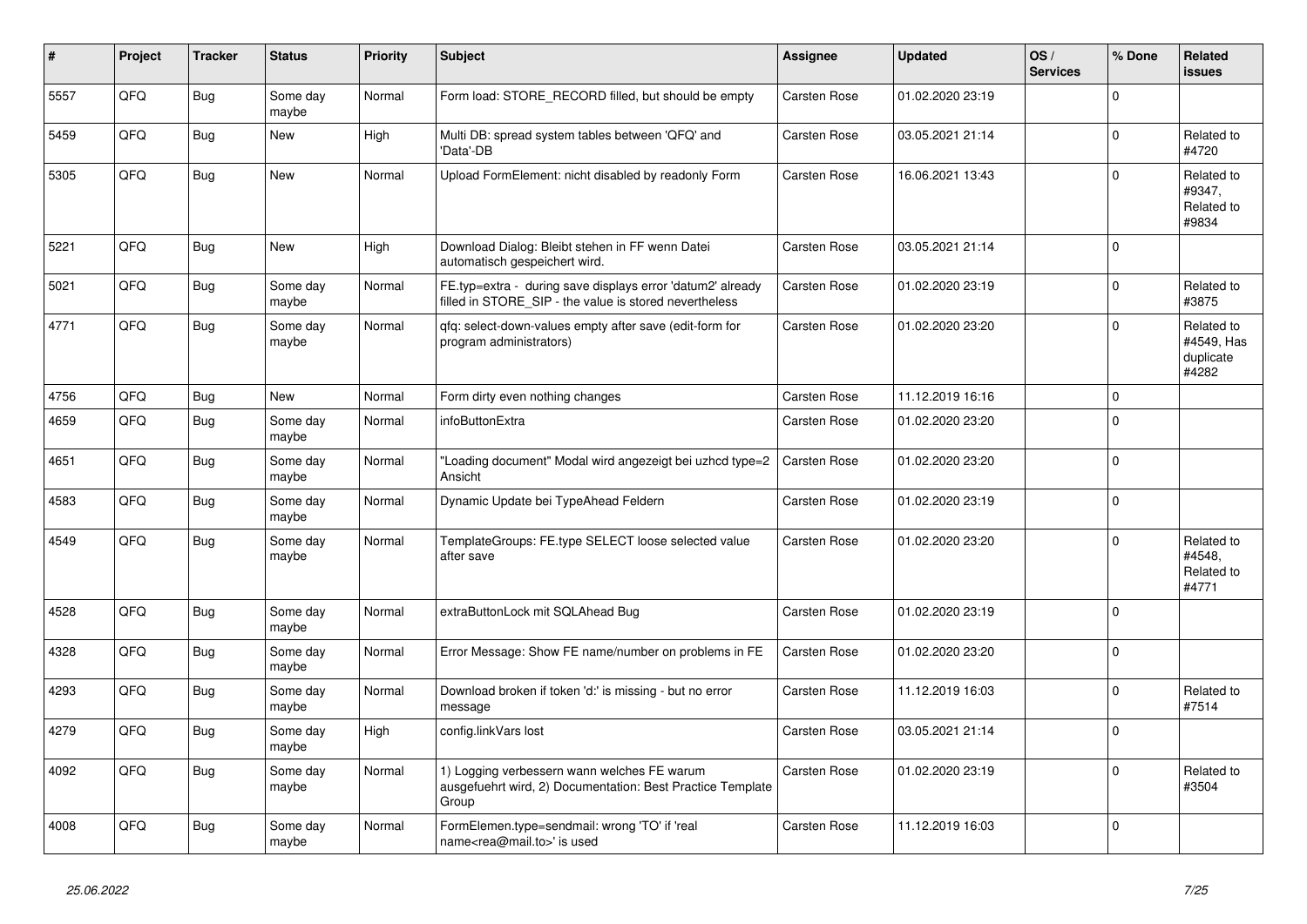| # | Project | Tracker | Status | Priority | Subject | Assignee | Updated | OS / Services | % Done | Related issues |
|---|---|---|---|---|---|---|---|---|---|---|
| 5557 | QFQ | Bug | Some day maybe | Normal | Form load: STORE_RECORD filled, but should be empty | Carsten Rose | 01.02.2020 23:19 | | 0 | |
| 5459 | QFQ | Bug | New | High | Multi DB: spread system tables between 'QFQ' and 'Data'-DB | Carsten Rose | 03.05.2021 21:14 | | 0 | Related to #4720 |
| 5305 | QFQ | Bug | New | Normal | Upload FormElement: nicht disabled by readonly Form | Carsten Rose | 16.06.2021 13:43 | | 0 | Related to #9347, Related to #9834 |
| 5221 | QFQ | Bug | New | High | Download Dialog: Bleibt stehen in FF wenn Datei automatisch gespeichert wird. | Carsten Rose | 03.05.2021 21:14 | | 0 | |
| 5021 | QFQ | Bug | Some day maybe | Normal | FE.typ=extra - during save displays error 'datum2' already filled in STORE_SIP - the value is stored nevertheless | Carsten Rose | 01.02.2020 23:19 | | 0 | Related to #3875 |
| 4771 | QFQ | Bug | Some day maybe | Normal | qfq: select-down-values empty after save (edit-form for program administrators) | Carsten Rose | 01.02.2020 23:20 | | 0 | Related to #4549, Has duplicate #4282 |
| 4756 | QFQ | Bug | New | Normal | Form dirty even nothing changes | Carsten Rose | 11.12.2019 16:16 | | 0 | |
| 4659 | QFQ | Bug | Some day maybe | Normal | infoButtonExtra | Carsten Rose | 01.02.2020 23:20 | | 0 | |
| 4651 | QFQ | Bug | Some day maybe | Normal | "Loading document" Modal wird angezeigt bei uzhcd type=2 Ansicht | Carsten Rose | 01.02.2020 23:20 | | 0 | |
| 4583 | QFQ | Bug | Some day maybe | Normal | Dynamic Update bei TypeAhead Feldern | Carsten Rose | 01.02.2020 23:19 | | 0 | |
| 4549 | QFQ | Bug | Some day maybe | Normal | TemplateGroups: FE.type SELECT loose selected value after save | Carsten Rose | 01.02.2020 23:20 | | 0 | Related to #4548, Related to #4771 |
| 4528 | QFQ | Bug | Some day maybe | Normal | extraButtonLock mit SQLAhead Bug | Carsten Rose | 01.02.2020 23:19 | | 0 | |
| 4328 | QFQ | Bug | Some day maybe | Normal | Error Message: Show FE name/number on problems in FE | Carsten Rose | 01.02.2020 23:20 | | 0 | |
| 4293 | QFQ | Bug | Some day maybe | Normal | Download broken if token 'd:' is missing - but no error message | Carsten Rose | 11.12.2019 16:03 | | 0 | Related to #7514 |
| 4279 | QFQ | Bug | Some day maybe | High | config.linkVars lost | Carsten Rose | 03.05.2021 21:14 | | 0 | |
| 4092 | QFQ | Bug | Some day maybe | Normal | 1) Logging verbessern wann welches FE warum ausgefuehrt wird, 2) Documentation: Best Practice Template Group | Carsten Rose | 01.02.2020 23:19 | | 0 | Related to #3504 |
| 4008 | QFQ | Bug | Some day maybe | Normal | FormElemen.type=sendmail: wrong 'TO' if 'real name<rea@mail.to>' is used | Carsten Rose | 11.12.2019 16:03 | | 0 | |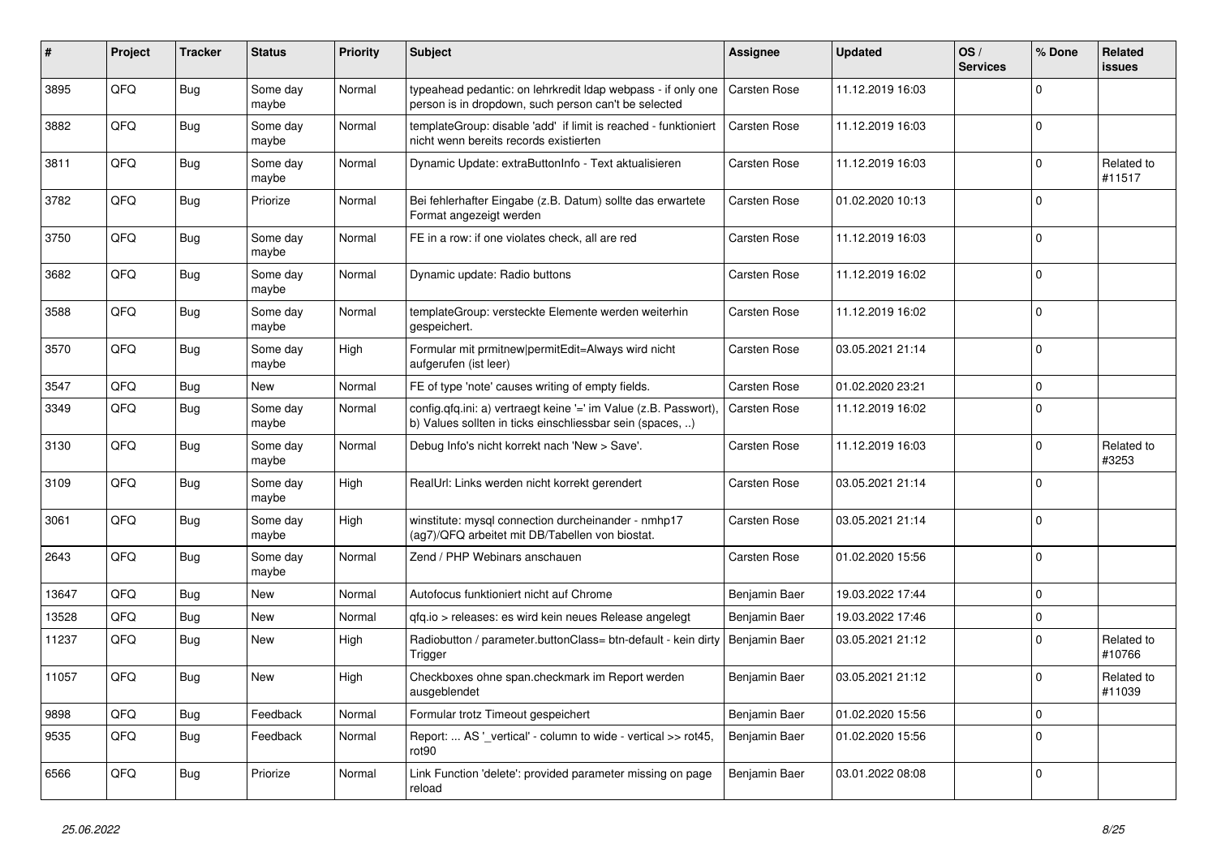| # | Project | Tracker | Status | Priority | Subject | Assignee | Updated | OS / Services | % Done | Related issues |
|---|---|---|---|---|---|---|---|---|---|---|
| 3895 | QFQ | Bug | Some day maybe | Normal | typeahead pedantic: on lehrkredit ldap webpass - if only one person is in dropdown, such person can't be selected | Carsten Rose | 11.12.2019 16:03 | | 0 | |
| 3882 | QFQ | Bug | Some day maybe | Normal | templateGroup: disable 'add' if limit is reached - funktioniert nicht wenn bereits records existierten | Carsten Rose | 11.12.2019 16:03 | | 0 | |
| 3811 | QFQ | Bug | Some day maybe | Normal | Dynamic Update: extraButtonInfo - Text aktualisieren | Carsten Rose | 11.12.2019 16:03 | | 0 | Related to #11517 |
| 3782 | QFQ | Bug | Priorize | Normal | Bei fehlerhafter Eingabe (z.B. Datum) sollte das erwartete Format angezeigt werden | Carsten Rose | 01.02.2020 10:13 | | 0 | |
| 3750 | QFQ | Bug | Some day maybe | Normal | FE in a row: if one violates check, all are red | Carsten Rose | 11.12.2019 16:03 | | 0 | |
| 3682 | QFQ | Bug | Some day maybe | Normal | Dynamic update: Radio buttons | Carsten Rose | 11.12.2019 16:02 | | 0 | |
| 3588 | QFQ | Bug | Some day maybe | Normal | templateGroup: versteckte Elemente werden weiterhin gespeichert. | Carsten Rose | 11.12.2019 16:02 | | 0 | |
| 3570 | QFQ | Bug | Some day maybe | High | Formular mit prmitnew\|permitEdit=Always wird nicht aufgerufen (ist leer) | Carsten Rose | 03.05.2021 21:14 | | 0 | |
| 3547 | QFQ | Bug | New | Normal | FE of type 'note' causes writing of empty fields. | Carsten Rose | 01.02.2020 23:21 | | 0 | |
| 3349 | QFQ | Bug | Some day maybe | Normal | config.qfq.ini: a) vertraegt keine '=' im Value (z.B. Passwort), b) Values sollten in ticks einschliessbar sein (spaces, ..) | Carsten Rose | 11.12.2019 16:02 | | 0 | |
| 3130 | QFQ | Bug | Some day maybe | Normal | Debug Info's nicht korrekt nach 'New > Save'. | Carsten Rose | 11.12.2019 16:03 | | 0 | Related to #3253 |
| 3109 | QFQ | Bug | Some day maybe | High | RealUrl: Links werden nicht korrekt gerendert | Carsten Rose | 03.05.2021 21:14 | | 0 | |
| 3061 | QFQ | Bug | Some day maybe | High | winstitute: mysql connection durcheinander - nmhp17 (ag7)/QFQ arbeitet mit DB/Tabellen von biostat. | Carsten Rose | 03.05.2021 21:14 | | 0 | |
| 2643 | QFQ | Bug | Some day maybe | Normal | Zend / PHP Webinars anschauen | Carsten Rose | 01.02.2020 15:56 | | 0 | |
| 13647 | QFQ | Bug | New | Normal | Autofocus funktioniert nicht auf Chrome | Benjamin Baer | 19.03.2022 17:44 | | 0 | |
| 13528 | QFQ | Bug | New | Normal | qfq.io > releases: es wird kein neues Release angelegt | Benjamin Baer | 19.03.2022 17:46 | | 0 | |
| 11237 | QFQ | Bug | New | High | Radiobutton / parameter.buttonClass= btn-default - kein dirty Trigger | Benjamin Baer | 03.05.2021 21:12 | | 0 | Related to #10766 |
| 11057 | QFQ | Bug | New | High | Checkboxes ohne span.checkmark im Report werden ausgeblendet | Benjamin Baer | 03.05.2021 21:12 | | 0 | Related to #11039 |
| 9898 | QFQ | Bug | Feedback | Normal | Formular trotz Timeout gespeichert | Benjamin Baer | 01.02.2020 15:56 | | 0 | |
| 9535 | QFQ | Bug | Feedback | Normal | Report: ... AS '_vertical' - column to wide - vertical >> rot45, rot90 | Benjamin Baer | 01.02.2020 15:56 | | 0 | |
| 6566 | QFQ | Bug | Priorize | Normal | Link Function 'delete': provided parameter missing on page reload | Benjamin Baer | 03.01.2022 08:08 | | 0 | |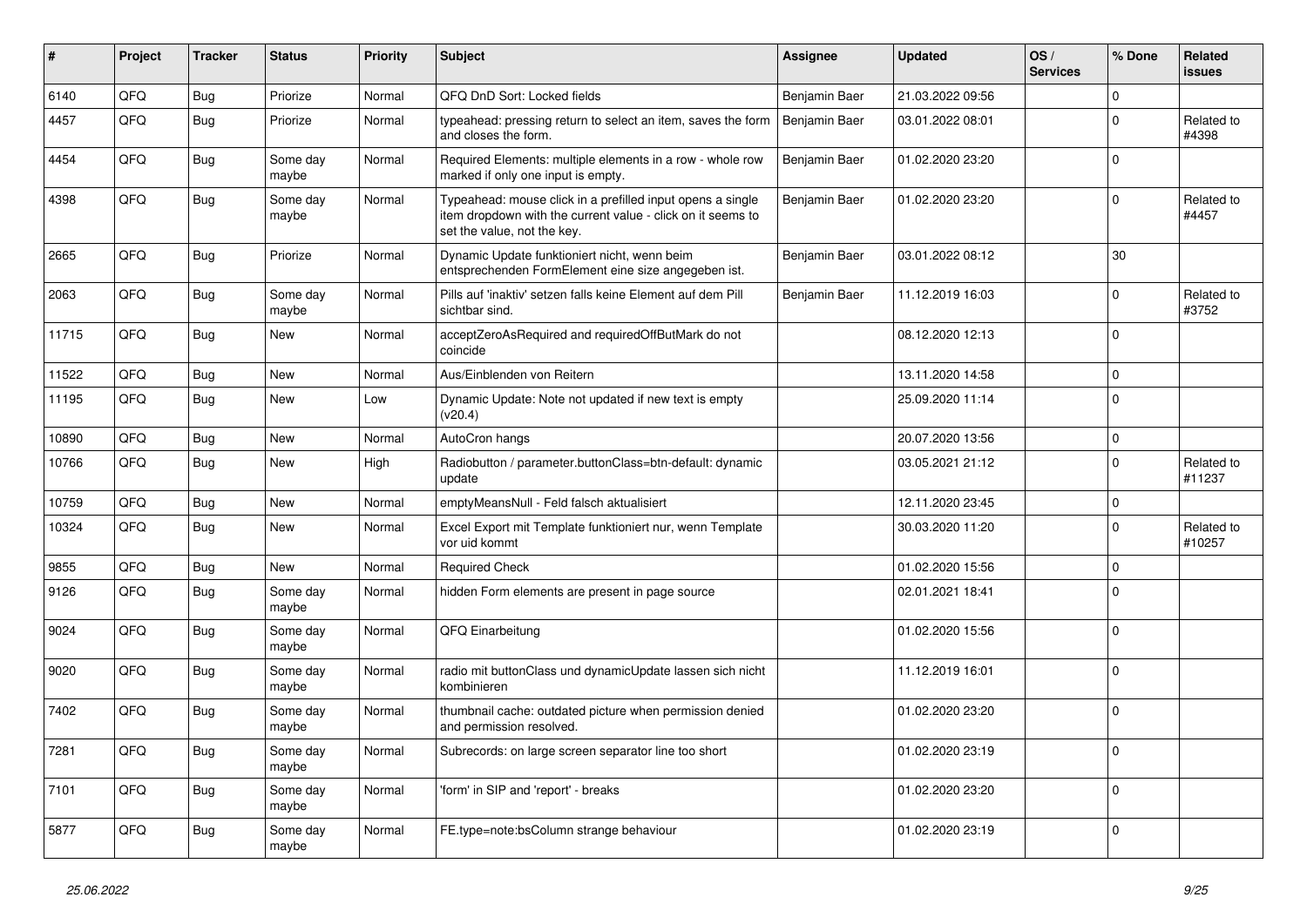| # | Project | Tracker | Status | Priority | Subject | Assignee | Updated | OS / Services | % Done | Related issues |
|---|---|---|---|---|---|---|---|---|---|---|
| 6140 | QFQ | Bug | Priorize | Normal | QFQ DnD Sort: Locked fields | Benjamin Baer | 21.03.2022 09:56 | | 0 | |
| 4457 | QFQ | Bug | Priorize | Normal | typeahead: pressing return to select an item, saves the form and closes the form. | Benjamin Baer | 03.01.2022 08:01 | | 0 | Related to #4398 |
| 4454 | QFQ | Bug | Some day maybe | Normal | Required Elements: multiple elements in a row - whole row marked if only one input is empty. | Benjamin Baer | 01.02.2020 23:20 | | 0 | |
| 4398 | QFQ | Bug | Some day maybe | Normal | Typeahead: mouse click in a prefilled input opens a single item dropdown with the current value - click on it seems to set the value, not the key. | Benjamin Baer | 01.02.2020 23:20 | | 0 | Related to #4457 |
| 2665 | QFQ | Bug | Priorize | Normal | Dynamic Update funktioniert nicht, wenn beim entsprechenden FormElement eine size angegeben ist. | Benjamin Baer | 03.01.2022 08:12 | | 30 | |
| 2063 | QFQ | Bug | Some day maybe | Normal | Pills auf 'inaktiv' setzen falls keine Element auf dem Pill sichtbar sind. | Benjamin Baer | 11.12.2019 16:03 | | 0 | Related to #3752 |
| 11715 | QFQ | Bug | New | Normal | acceptZeroAsRequired and requiredOffButMark do not coincide | | 08.12.2020 12:13 | | 0 | |
| 11522 | QFQ | Bug | New | Normal | Aus/Einblenden von Reitern | | 13.11.2020 14:58 | | 0 | |
| 11195 | QFQ | Bug | New | Low | Dynamic Update: Note not updated if new text is empty (v20.4) | | 25.09.2020 11:14 | | 0 | |
| 10890 | QFQ | Bug | New | Normal | AutoCron hangs | | 20.07.2020 13:56 | | 0 | |
| 10766 | QFQ | Bug | New | High | Radiobutton / parameter.buttonClass=btn-default: dynamic update | | 03.05.2021 21:12 | | 0 | Related to #11237 |
| 10759 | QFQ | Bug | New | Normal | emptyMeansNull - Feld falsch aktualisiert | | 12.11.2020 23:45 | | 0 | |
| 10324 | QFQ | Bug | New | Normal | Excel Export mit Template funktioniert nur, wenn Template vor uid kommt | | 30.03.2020 11:20 | | 0 | Related to #10257 |
| 9855 | QFQ | Bug | New | Normal | Required Check | | 01.02.2020 15:56 | | 0 | |
| 9126 | QFQ | Bug | Some day maybe | Normal | hidden Form elements are present in page source | | 02.01.2021 18:41 | | 0 | |
| 9024 | QFQ | Bug | Some day maybe | Normal | QFQ Einarbeitung | | 01.02.2020 15:56 | | 0 | |
| 9020 | QFQ | Bug | Some day maybe | Normal | radio mit buttonClass und dynamicUpdate lassen sich nicht kombinieren | | 11.12.2019 16:01 | | 0 | |
| 7402 | QFQ | Bug | Some day maybe | Normal | thumbnail cache: outdated picture when permission denied and permission resolved. | | 01.02.2020 23:20 | | 0 | |
| 7281 | QFQ | Bug | Some day maybe | Normal | Subrecords: on large screen separator line too short | | 01.02.2020 23:19 | | 0 | |
| 7101 | QFQ | Bug | Some day maybe | Normal | 'form' in SIP and 'report' - breaks | | 01.02.2020 23:20 | | 0 | |
| 5877 | QFQ | Bug | Some day maybe | Normal | FE.type=note:bsColumn strange behaviour | | 01.02.2020 23:19 | | 0 | |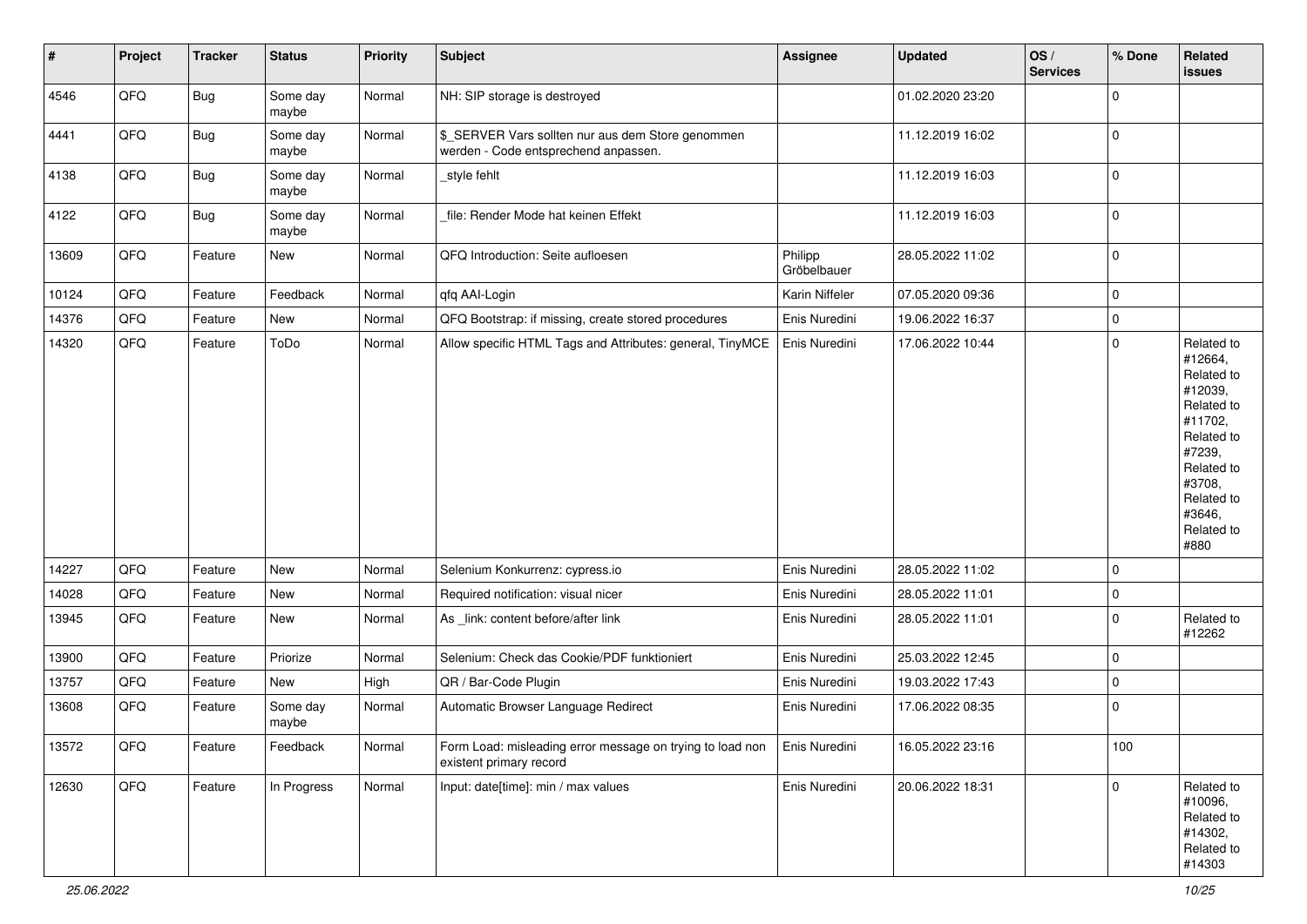| # | Project | Tracker | Status | Priority | Subject | Assignee | Updated | OS / Services | % Done | Related issues |
|---|---|---|---|---|---|---|---|---|---|---|
| 4546 | QFQ | Bug | Some day maybe | Normal | NH: SIP storage is destroyed | | 01.02.2020 23:20 | | 0 | |
| 4441 | QFQ | Bug | Some day maybe | Normal | $_SERVER Vars sollten nur aus dem Store genommen werden - Code entsprechend anpassen. | | 11.12.2019 16:02 | | 0 | |
| 4138 | QFQ | Bug | Some day maybe | Normal | _style fehlt | | 11.12.2019 16:03 | | 0 | |
| 4122 | QFQ | Bug | Some day maybe | Normal | _file: Render Mode hat keinen Effekt | | 11.12.2019 16:03 | | 0 | |
| 13609 | QFQ | Feature | New | Normal | QFQ Introduction: Seite aufloesen | Philipp Gröbelbauer | 28.05.2022 11:02 | | 0 | |
| 10124 | QFQ | Feature | Feedback | Normal | qfq AAI-Login | Karin Niffeler | 07.05.2020 09:36 | | 0 | |
| 14376 | QFQ | Feature | New | Normal | QFQ Bootstrap: if missing, create stored procedures | Enis Nuredini | 19.06.2022 16:37 | | 0 | |
| 14320 | QFQ | Feature | ToDo | Normal | Allow specific HTML Tags and Attributes: general, TinyMCE | Enis Nuredini | 17.06.2022 10:44 | | 0 | Related to #12664, Related to #12039, Related to #11702, Related to #7239, Related to #3708, Related to #3646, Related to #880 |
| 14227 | QFQ | Feature | New | Normal | Selenium Konkurrenz: cypress.io | Enis Nuredini | 28.05.2022 11:02 | | 0 | |
| 14028 | QFQ | Feature | New | Normal | Required notification: visual nicer | Enis Nuredini | 28.05.2022 11:01 | | 0 | |
| 13945 | QFQ | Feature | New | Normal | As _link: content before/after link | Enis Nuredini | 28.05.2022 11:01 | | 0 | Related to #12262 |
| 13900 | QFQ | Feature | Priorize | Normal | Selenium: Check das Cookie/PDF funktioniert | Enis Nuredini | 25.03.2022 12:45 | | 0 | |
| 13757 | QFQ | Feature | New | High | QR / Bar-Code Plugin | Enis Nuredini | 19.03.2022 17:43 | | 0 | |
| 13608 | QFQ | Feature | Some day maybe | Normal | Automatic Browser Language Redirect | Enis Nuredini | 17.06.2022 08:35 | | 0 | |
| 13572 | QFQ | Feature | Feedback | Normal | Form Load: misleading error message on trying to load non existent primary record | Enis Nuredini | 16.05.2022 23:16 | | 100 | |
| 12630 | QFQ | Feature | In Progress | Normal | Input: date[time]: min / max values | Enis Nuredini | 20.06.2022 18:31 | | 0 | Related to #10096, Related to #14302, Related to #14303 |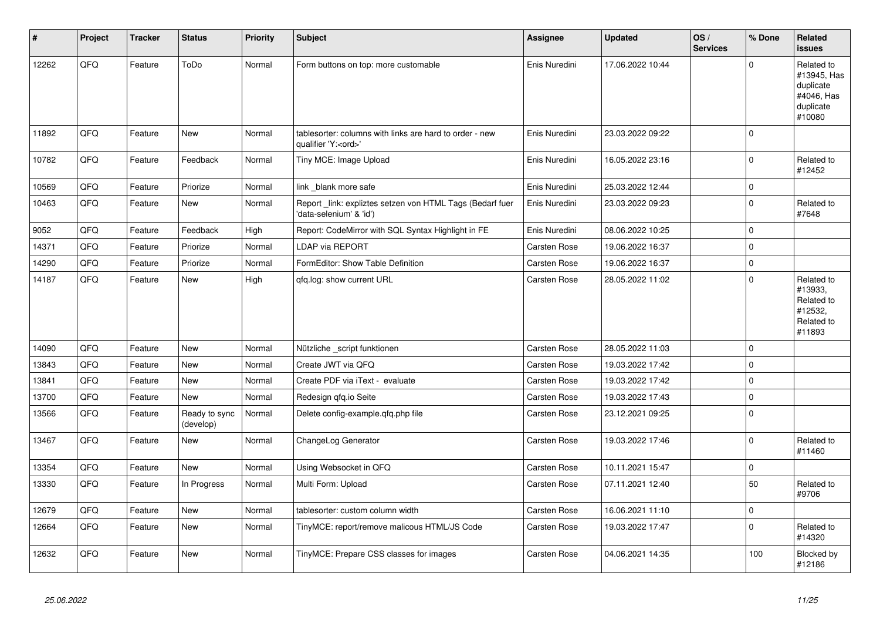| # | Project | Tracker | Status | Priority | Subject | Assignee | Updated | OS / Services | % Done | Related issues |
|---|---|---|---|---|---|---|---|---|---|---|
| 12262 | QFQ | Feature | ToDo | Normal | Form buttons on top: more customable | Enis Nuredini | 17.06.2022 10:44 | | 0 | Related to #13945, Has duplicate #4046, Has duplicate #10080 |
| 11892 | QFQ | Feature | New | Normal | tablesorter: columns with links are hard to order - new qualifier 'Y:<ord>' | Enis Nuredini | 23.03.2022 09:22 | | 0 | |
| 10782 | QFQ | Feature | Feedback | Normal | Tiny MCE: Image Upload | Enis Nuredini | 16.05.2022 23:16 | | 0 | Related to #12452 |
| 10569 | QFQ | Feature | Priorize | Normal | link _blank more safe | Enis Nuredini | 25.03.2022 12:44 | | 0 | |
| 10463 | QFQ | Feature | New | Normal | Report _link: expliztes setzen von HTML Tags (Bedarf fuer 'data-selenium' & 'id') | Enis Nuredini | 23.03.2022 09:23 | | 0 | Related to #7648 |
| 9052 | QFQ | Feature | Feedback | High | Report: CodeMirror with SQL Syntax Highlight in FE | Enis Nuredini | 08.06.2022 10:25 | | 0 | |
| 14371 | QFQ | Feature | Priorize | Normal | LDAP via REPORT | Carsten Rose | 19.06.2022 16:37 | | 0 | |
| 14290 | QFQ | Feature | Priorize | Normal | FormEditor: Show Table Definition | Carsten Rose | 19.06.2022 16:37 | | 0 | |
| 14187 | QFQ | Feature | New | High | qfq.log: show current URL | Carsten Rose | 28.05.2022 11:02 | | 0 | Related to #13933, Related to #12532, Related to #11893 |
| 14090 | QFQ | Feature | New | Normal | Nützliche _script funktionen | Carsten Rose | 28.05.2022 11:03 | | 0 | |
| 13843 | QFQ | Feature | New | Normal | Create JWT via QFQ | Carsten Rose | 19.03.2022 17:42 | | 0 | |
| 13841 | QFQ | Feature | New | Normal | Create PDF via iText - evaluate | Carsten Rose | 19.03.2022 17:42 | | 0 | |
| 13700 | QFQ | Feature | New | Normal | Redesign qfq.io Seite | Carsten Rose | 19.03.2022 17:43 | | 0 | |
| 13566 | QFQ | Feature | Ready to sync (develop) | Normal | Delete config-example.qfq.php file | Carsten Rose | 23.12.2021 09:25 | | 0 | |
| 13467 | QFQ | Feature | New | Normal | ChangeLog Generator | Carsten Rose | 19.03.2022 17:46 | | 0 | Related to #11460 |
| 13354 | QFQ | Feature | New | Normal | Using Websocket in QFQ | Carsten Rose | 10.11.2021 15:47 | | 0 | |
| 13330 | QFQ | Feature | In Progress | Normal | Multi Form: Upload | Carsten Rose | 07.11.2021 12:40 | | 50 | Related to #9706 |
| 12679 | QFQ | Feature | New | Normal | tablesorter: custom column width | Carsten Rose | 16.06.2021 11:10 | | 0 | |
| 12664 | QFQ | Feature | New | Normal | TinyMCE: report/remove malicous HTML/JS Code | Carsten Rose | 19.03.2022 17:47 | | 0 | Related to #14320 |
| 12632 | QFQ | Feature | New | Normal | TinyMCE: Prepare CSS classes for images | Carsten Rose | 04.06.2021 14:35 | | 100 | Blocked by #12186 |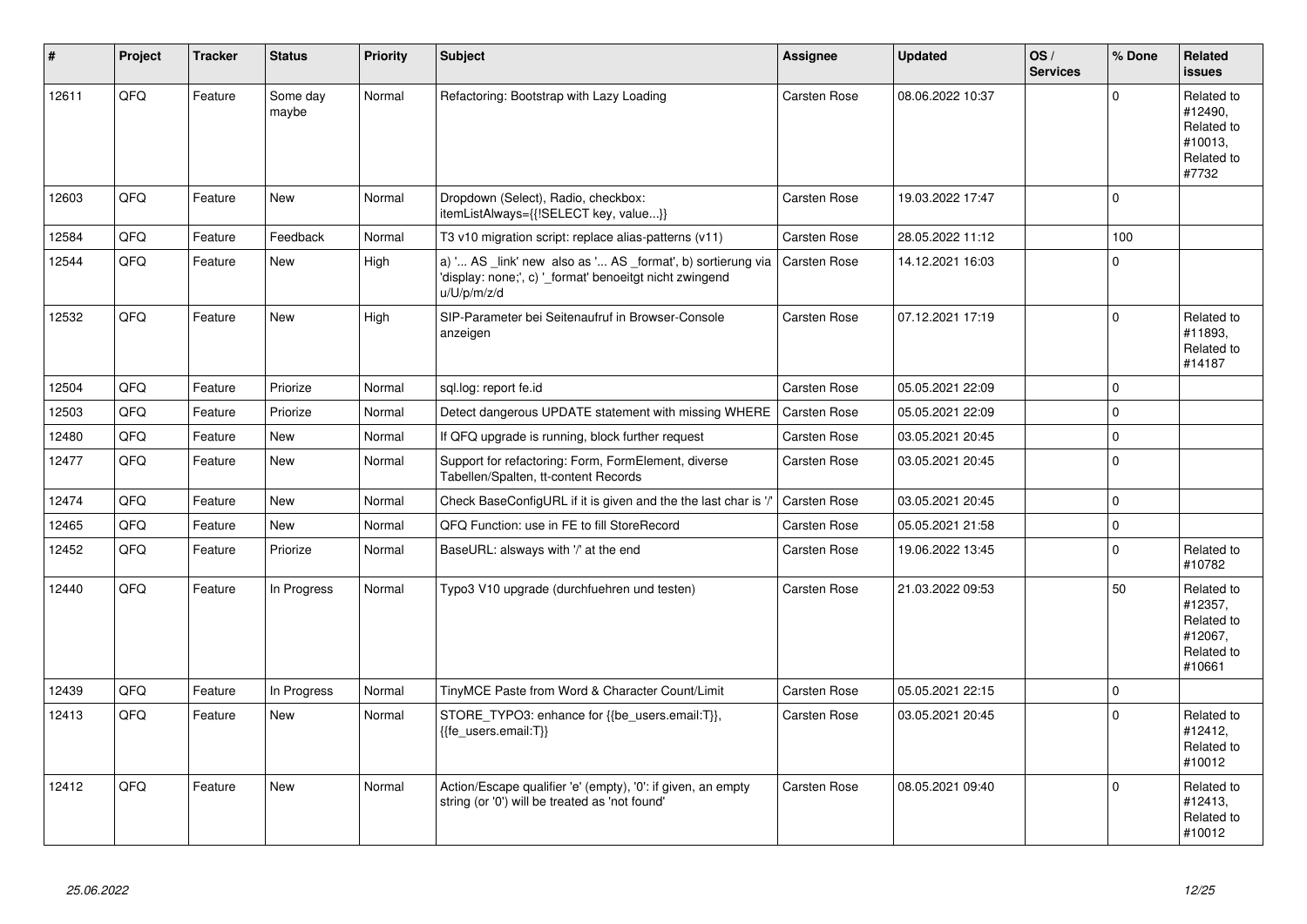| # | Project | Tracker | Status | Priority | Subject | Assignee | Updated | OS / Services | % Done | Related issues |
|---|---|---|---|---|---|---|---|---|---|---|
| 12611 | QFQ | Feature | Some day maybe | Normal | Refactoring: Bootstrap with Lazy Loading | Carsten Rose | 08.06.2022 10:37 | | 0 | Related to #12490, Related to #10013, Related to #7732 |
| 12603 | QFQ | Feature | New | Normal | Dropdown (Select), Radio, checkbox: itemListAlways={{!SELECT key, value...}} | Carsten Rose | 19.03.2022 17:47 | | 0 | |
| 12584 | QFQ | Feature | Feedback | Normal | T3 v10 migration script: replace alias-patterns (v11) | Carsten Rose | 28.05.2022 11:12 | | 100 | |
| 12544 | QFQ | Feature | New | High | a) '... AS _link' new also as '... AS _format', b) sortierung via 'display: none;', c) '_format' benoeitgt nicht zwingend u/U/p/m/z/d | Carsten Rose | 14.12.2021 16:03 | | 0 | |
| 12532 | QFQ | Feature | New | High | SIP-Parameter bei Seitenaufruf in Browser-Console anzeigen | Carsten Rose | 07.12.2021 17:19 | | 0 | Related to #11893, Related to #14187 |
| 12504 | QFQ | Feature | Priorize | Normal | sql.log: report fe.id | Carsten Rose | 05.05.2021 22:09 | | 0 | |
| 12503 | QFQ | Feature | Priorize | Normal | Detect dangerous UPDATE statement with missing WHERE | Carsten Rose | 05.05.2021 22:09 | | 0 | |
| 12480 | QFQ | Feature | New | Normal | If QFQ upgrade is running, block further request | Carsten Rose | 03.05.2021 20:45 | | 0 | |
| 12477 | QFQ | Feature | New | Normal | Support for refactoring: Form, FormElement, diverse Tabellen/Spalten, tt-content Records | Carsten Rose | 03.05.2021 20:45 | | 0 | |
| 12474 | QFQ | Feature | New | Normal | Check BaseConfigURL if it is given and the the last char is '/' | Carsten Rose | 03.05.2021 20:45 | | 0 | |
| 12465 | QFQ | Feature | New | Normal | QFQ Function: use in FE to fill StoreRecord | Carsten Rose | 05.05.2021 21:58 | | 0 | |
| 12452 | QFQ | Feature | Priorize | Normal | BaseURL: alsways with '/' at the end | Carsten Rose | 19.06.2022 13:45 | | 0 | Related to #10782 |
| 12440 | QFQ | Feature | In Progress | Normal | Typo3 V10 upgrade (durchfuehren und testen) | Carsten Rose | 21.03.2022 09:53 | | 50 | Related to #12357, Related to #12067, Related to #10661 |
| 12439 | QFQ | Feature | In Progress | Normal | TinyMCE Paste from Word & Character Count/Limit | Carsten Rose | 05.05.2021 22:15 | | 0 | |
| 12413 | QFQ | Feature | New | Normal | STORE_TYPO3: enhance for {{be_users.email:T}}, {{fe_users.email:T}} | Carsten Rose | 03.05.2021 20:45 | | 0 | Related to #12412, Related to #10012 |
| 12412 | QFQ | Feature | New | Normal | Action/Escape qualifier 'e' (empty), '0': if given, an empty string (or '0') will be treated as 'not found' | Carsten Rose | 08.05.2021 09:40 | | 0 | Related to #12413, Related to #10012 |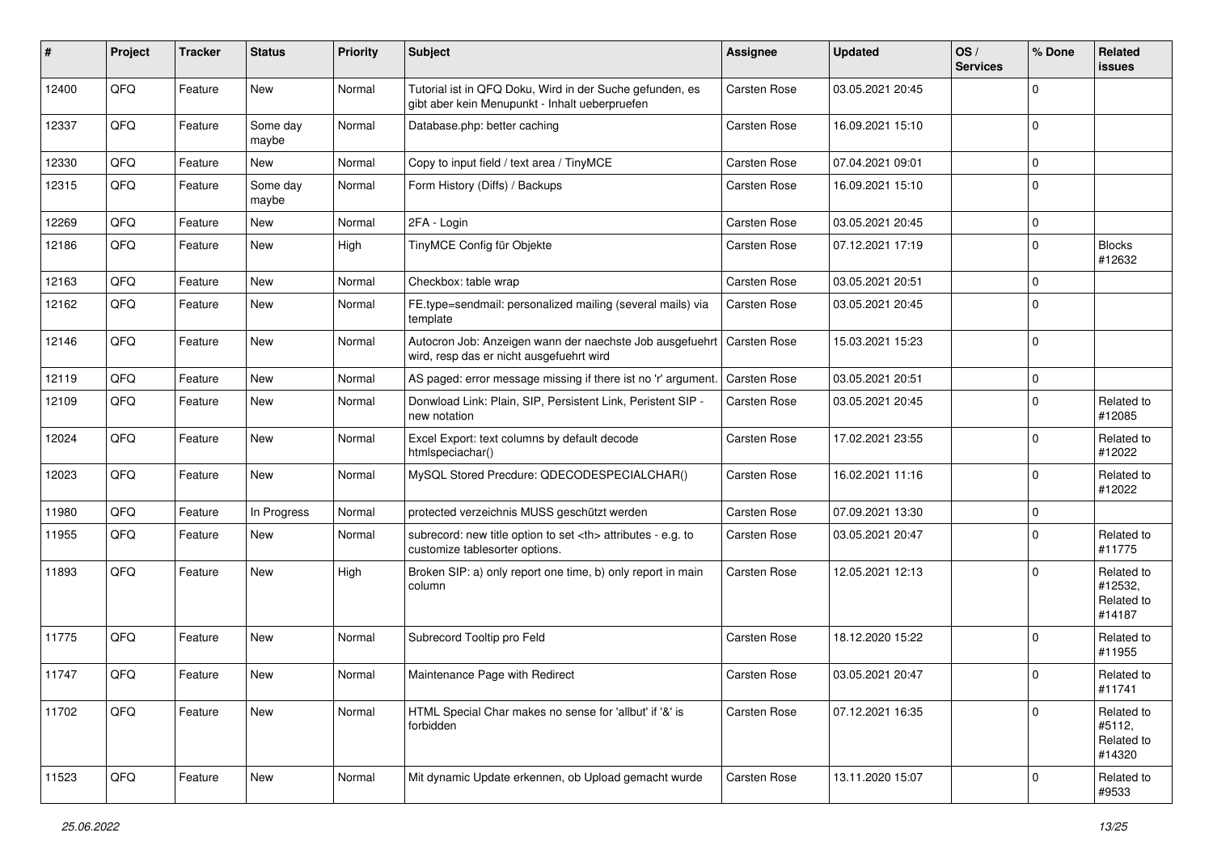| # | Project | Tracker | Status | Priority | Subject | Assignee | Updated | OS / Services | % Done | Related issues |
|---|---|---|---|---|---|---|---|---|---|---|
| 12400 | QFQ | Feature | New | Normal | Tutorial ist in QFQ Doku, Wird in der Suche gefunden, es gibt aber kein Menupunkt - Inhalt ueberpruefen | Carsten Rose | 03.05.2021 20:45 | | 0 | |
| 12337 | QFQ | Feature | Some day maybe | Normal | Database.php: better caching | Carsten Rose | 16.09.2021 15:10 | | 0 | |
| 12330 | QFQ | Feature | New | Normal | Copy to input field / text area / TinyMCE | Carsten Rose | 07.04.2021 09:01 | | 0 | |
| 12315 | QFQ | Feature | Some day maybe | Normal | Form History (Diffs) / Backups | Carsten Rose | 16.09.2021 15:10 | | 0 | |
| 12269 | QFQ | Feature | New | Normal | 2FA - Login | Carsten Rose | 03.05.2021 20:45 | | 0 | |
| 12186 | QFQ | Feature | New | High | TinyMCE Config für Objekte | Carsten Rose | 07.12.2021 17:19 | | 0 | Blocks #12632 |
| 12163 | QFQ | Feature | New | Normal | Checkbox: table wrap | Carsten Rose | 03.05.2021 20:51 | | 0 | |
| 12162 | QFQ | Feature | New | Normal | FE.type=sendmail: personalized mailing (several mails) via template | Carsten Rose | 03.05.2021 20:45 | | 0 | |
| 12146 | QFQ | Feature | New | Normal | Autocron Job: Anzeigen wann der naechste Job ausgefuehrt wird, resp das er nicht ausgefuehrt wird | Carsten Rose | 15.03.2021 15:23 | | 0 | |
| 12119 | QFQ | Feature | New | Normal | AS paged: error message missing if there ist no 'r' argument. | Carsten Rose | 03.05.2021 20:51 | | 0 | |
| 12109 | QFQ | Feature | New | Normal | Donwload Link: Plain, SIP, Persistent Link, Peristent SIP - new notation | Carsten Rose | 03.05.2021 20:45 | | 0 | Related to #12085 |
| 12024 | QFQ | Feature | New | Normal | Excel Export: text columns by default decode htmlspeciachar() | Carsten Rose | 17.02.2021 23:55 | | 0 | Related to #12022 |
| 12023 | QFQ | Feature | New | Normal | MySQL Stored Precdure: QDECODESPECIALCHAR() | Carsten Rose | 16.02.2021 11:16 | | 0 | Related to #12022 |
| 11980 | QFQ | Feature | In Progress | Normal | protected verzeichnis MUSS geschützt werden | Carsten Rose | 07.09.2021 13:30 | | 0 | |
| 11955 | QFQ | Feature | New | Normal | subrecord: new title option to set <th> attributes - e.g. to customize tablesorter options. | Carsten Rose | 03.05.2021 20:47 | | 0 | Related to #11775 |
| 11893 | QFQ | Feature | New | High | Broken SIP: a) only report one time, b) only report in main column | Carsten Rose | 12.05.2021 12:13 | | 0 | Related to #12532, Related to #14187 |
| 11775 | QFQ | Feature | New | Normal | Subrecord Tooltip pro Feld | Carsten Rose | 18.12.2020 15:22 | | 0 | Related to #11955 |
| 11747 | QFQ | Feature | New | Normal | Maintenance Page with Redirect | Carsten Rose | 03.05.2021 20:47 | | 0 | Related to #11741 |
| 11702 | QFQ | Feature | New | Normal | HTML Special Char makes no sense for 'allbut' if '&' is forbidden | Carsten Rose | 07.12.2021 16:35 | | 0 | Related to #5112, Related to #14320 |
| 11523 | QFQ | Feature | New | Normal | Mit dynamic Update erkennen, ob Upload gemacht wurde | Carsten Rose | 13.11.2020 15:07 | | 0 | Related to #9533 |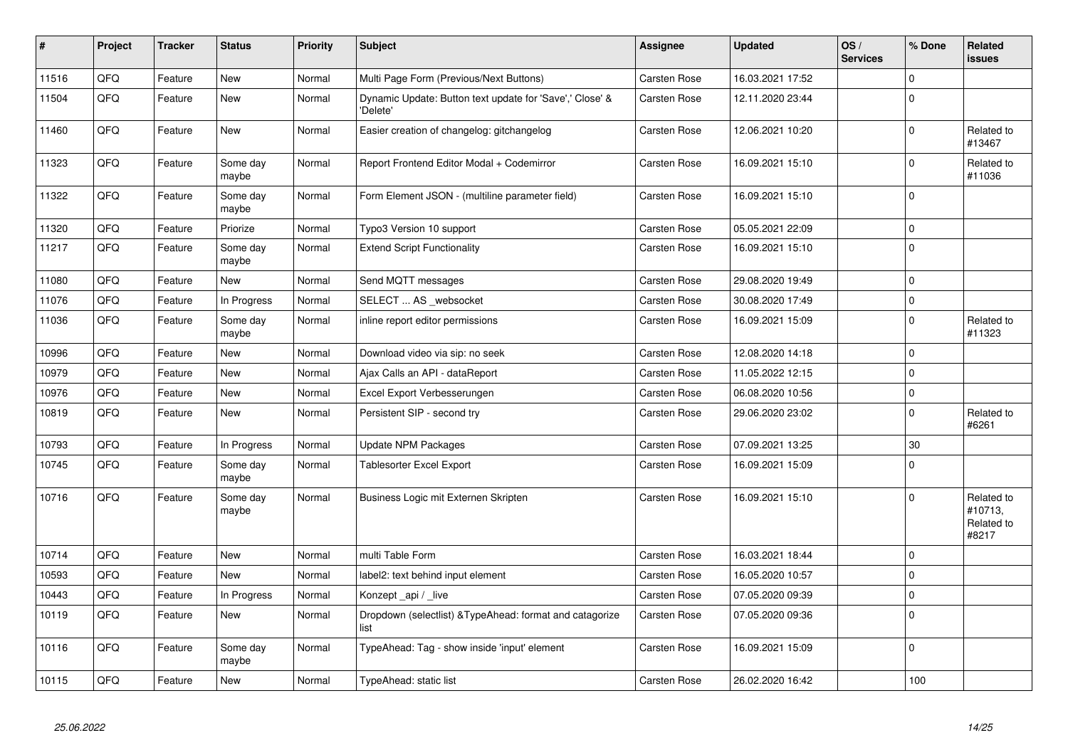| # | Project | Tracker | Status | Priority | Subject | Assignee | Updated | OS / Services | % Done | Related issues |
|---|---|---|---|---|---|---|---|---|---|---|
| 11516 | QFQ | Feature | New | Normal | Multi Page Form (Previous/Next Buttons) | Carsten Rose | 16.03.2021 17:52 | | 0 | |
| 11504 | QFQ | Feature | New | Normal | Dynamic Update: Button text update for 'Save',' Close' & 'Delete' | Carsten Rose | 12.11.2020 23:44 | | 0 | |
| 11460 | QFQ | Feature | New | Normal | Easier creation of changelog: gitchangelog | Carsten Rose | 12.06.2021 10:20 | | 0 | Related to #13467 |
| 11323 | QFQ | Feature | Some day maybe | Normal | Report Frontend Editor Modal + Codemirror | Carsten Rose | 16.09.2021 15:10 | | 0 | Related to #11036 |
| 11322 | QFQ | Feature | Some day maybe | Normal | Form Element JSON - (multiline parameter field) | Carsten Rose | 16.09.2021 15:10 | | 0 | |
| 11320 | QFQ | Feature | Priorize | Normal | Typo3 Version 10 support | Carsten Rose | 05.05.2021 22:09 | | 0 | |
| 11217 | QFQ | Feature | Some day maybe | Normal | Extend Script Functionality | Carsten Rose | 16.09.2021 15:10 | | 0 | |
| 11080 | QFQ | Feature | New | Normal | Send MQTT messages | Carsten Rose | 29.08.2020 19:49 | | 0 | |
| 11076 | QFQ | Feature | In Progress | Normal | SELECT ... AS _websocket | Carsten Rose | 30.08.2020 17:49 | | 0 | |
| 11036 | QFQ | Feature | Some day maybe | Normal | inline report editor permissions | Carsten Rose | 16.09.2021 15:09 | | 0 | Related to #11323 |
| 10996 | QFQ | Feature | New | Normal | Download video via sip: no seek | Carsten Rose | 12.08.2020 14:18 | | 0 | |
| 10979 | QFQ | Feature | New | Normal | Ajax Calls an API - dataReport | Carsten Rose | 11.05.2022 12:15 | | 0 | |
| 10976 | QFQ | Feature | New | Normal | Excel Export Verbesserungen | Carsten Rose | 06.08.2020 10:56 | | 0 | |
| 10819 | QFQ | Feature | New | Normal | Persistent SIP - second try | Carsten Rose | 29.06.2020 23:02 | | 0 | Related to #6261 |
| 10793 | QFQ | Feature | In Progress | Normal | Update NPM Packages | Carsten Rose | 07.09.2021 13:25 | | 30 | |
| 10745 | QFQ | Feature | Some day maybe | Normal | Tablesorter Excel Export | Carsten Rose | 16.09.2021 15:09 | | 0 | |
| 10716 | QFQ | Feature | Some day maybe | Normal | Business Logic mit Externen Skripten | Carsten Rose | 16.09.2021 15:10 | | 0 | Related to #10713, Related to #8217 |
| 10714 | QFQ | Feature | New | Normal | multi Table Form | Carsten Rose | 16.03.2021 18:44 | | 0 | |
| 10593 | QFQ | Feature | New | Normal | label2: text behind input element | Carsten Rose | 16.05.2020 10:57 | | 0 | |
| 10443 | QFQ | Feature | In Progress | Normal | Konzept _api / _live | Carsten Rose | 07.05.2020 09:39 | | 0 | |
| 10119 | QFQ | Feature | New | Normal | Dropdown (selectlist) &TypeAhead: format and catagorize list | Carsten Rose | 07.05.2020 09:36 | | 0 | |
| 10116 | QFQ | Feature | Some day maybe | Normal | TypeAhead: Tag - show inside 'input' element | Carsten Rose | 16.09.2021 15:09 | | 0 | |
| 10115 | QFQ | Feature | New | Normal | TypeAhead: static list | Carsten Rose | 26.02.2020 16:42 | | 100 | |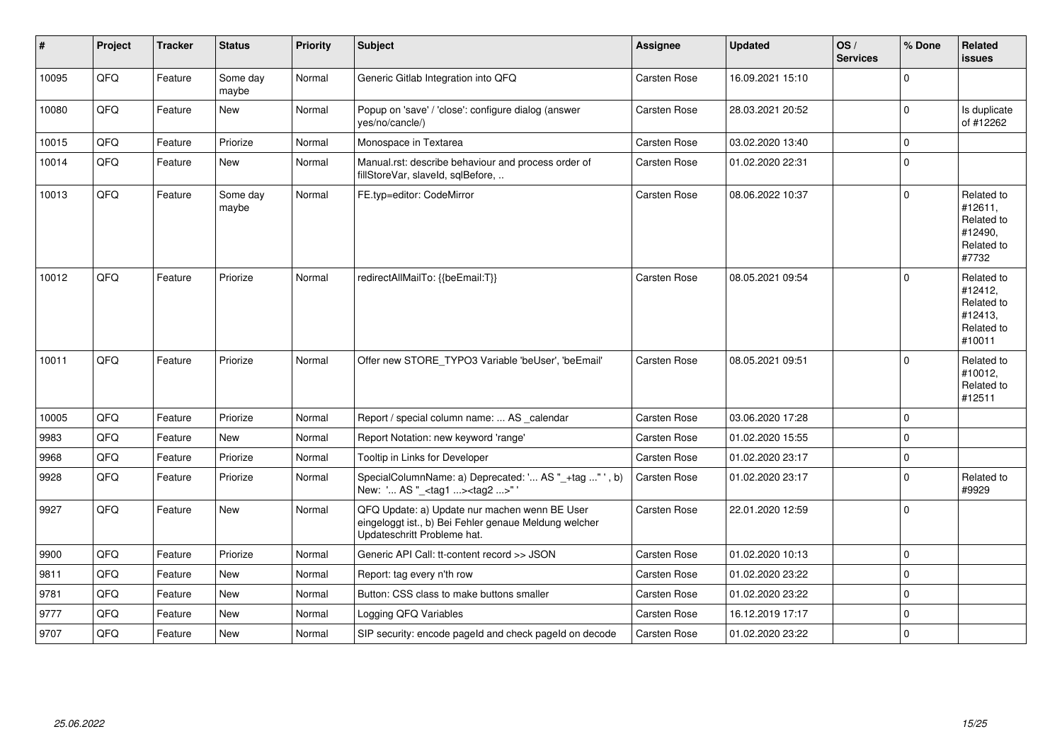| # | Project | Tracker | Status | Priority | Subject | Assignee | Updated | OS / Services | % Done | Related issues |
|---|---|---|---|---|---|---|---|---|---|---|
| 10095 | QFQ | Feature | Some day maybe | Normal | Generic Gitlab Integration into QFQ | Carsten Rose | 16.09.2021 15:10 | | 0 | |
| 10080 | QFQ | Feature | New | Normal | Popup on 'save' / 'close': configure dialog (answer yes/no/cancle/) | Carsten Rose | 28.03.2021 20:52 | | 0 | Is duplicate of #12262 |
| 10015 | QFQ | Feature | Priorize | Normal | Monospace in Textarea | Carsten Rose | 03.02.2020 13:40 | | 0 | |
| 10014 | QFQ | Feature | New | Normal | Manual.rst: describe behaviour and process order of fillStoreVar, slaveId, sqlBefore, .. | Carsten Rose | 01.02.2020 22:31 | | 0 | |
| 10013 | QFQ | Feature | Some day maybe | Normal | FE.typ=editor: CodeMirror | Carsten Rose | 08.06.2022 10:37 | | 0 | Related to #12611, Related to #12490, Related to #7732 |
| 10012 | QFQ | Feature | Priorize | Normal | redirectAllMailTo: {{beEmail:T}} | Carsten Rose | 08.05.2021 09:54 | | 0 | Related to #12412, Related to #12413, Related to #10011 |
| 10011 | QFQ | Feature | Priorize | Normal | Offer new STORE_TYPO3 Variable 'beUser', 'beEmail' | Carsten Rose | 08.05.2021 09:51 | | 0 | Related to #10012, Related to #12511 |
| 10005 | QFQ | Feature | Priorize | Normal | Report / special column name: ... AS _calendar | Carsten Rose | 03.06.2020 17:28 | | 0 | |
| 9983 | QFQ | Feature | New | Normal | Report Notation: new keyword 'range' | Carsten Rose | 01.02.2020 15:55 | | 0 | |
| 9968 | QFQ | Feature | Priorize | Normal | Tooltip in Links for Developer | Carsten Rose | 01.02.2020 23:17 | | 0 | |
| 9928 | QFQ | Feature | Priorize | Normal | SpecialColumnName: a) Deprecated: '... AS "_+tag ..." ', b) New: '... AS "_<tag1 ...><tag2 ...>" ' | Carsten Rose | 01.02.2020 23:17 | | 0 | Related to #9929 |
| 9927 | QFQ | Feature | New | Normal | QFQ Update: a) Update nur machen wenn BE User eingeloggt ist., b) Bei Fehler genaue Meldung welcher Updateschritt Probleme hat. | Carsten Rose | 22.01.2020 12:59 | | 0 | |
| 9900 | QFQ | Feature | Priorize | Normal | Generic API Call: tt-content record >> JSON | Carsten Rose | 01.02.2020 10:13 | | 0 | |
| 9811 | QFQ | Feature | New | Normal | Report: tag every n'th row | Carsten Rose | 01.02.2020 23:22 | | 0 | |
| 9781 | QFQ | Feature | New | Normal | Button: CSS class to make buttons smaller | Carsten Rose | 01.02.2020 23:22 | | 0 | |
| 9777 | QFQ | Feature | New | Normal | Logging QFQ Variables | Carsten Rose | 16.12.2019 17:17 | | 0 | |
| 9707 | QFQ | Feature | New | Normal | SIP security: encode pageId and check pageId on decode | Carsten Rose | 01.02.2020 23:22 | | 0 | |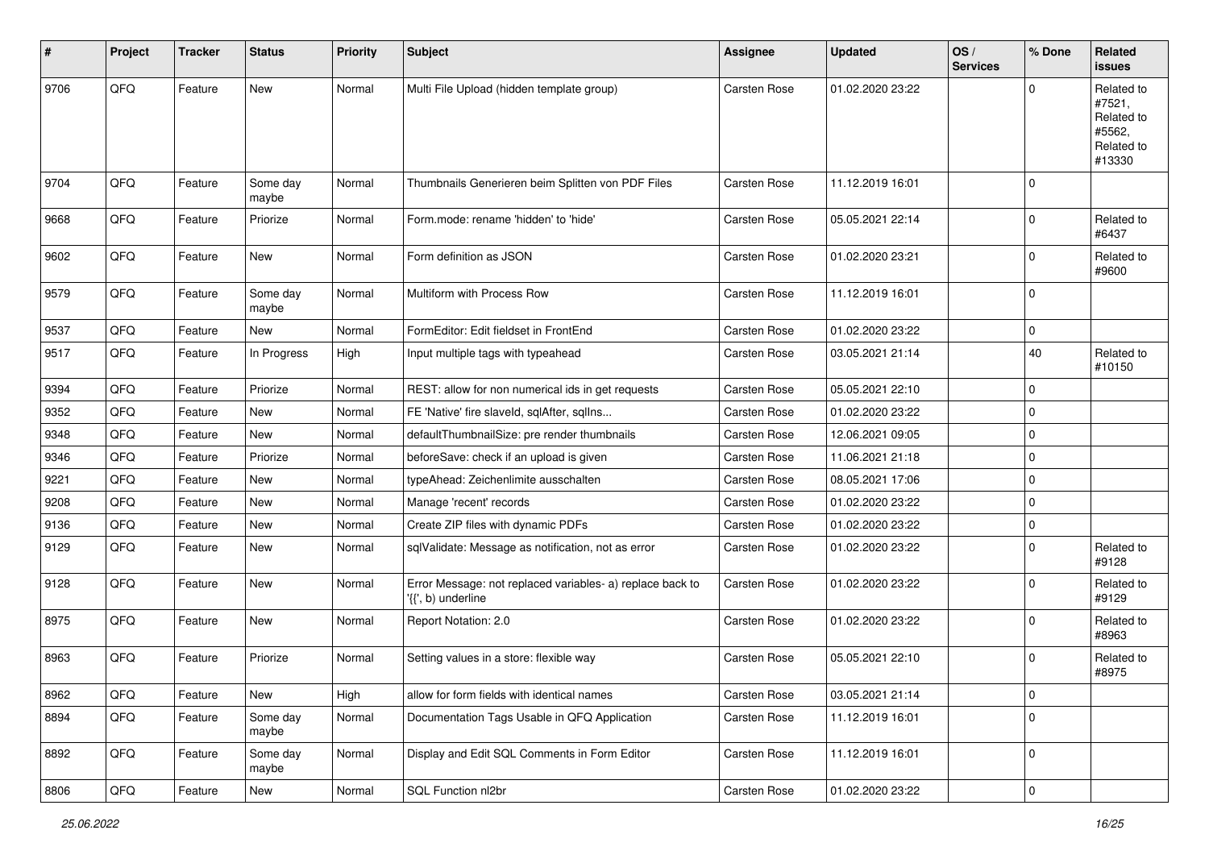| # | Project | Tracker | Status | Priority | Subject | Assignee | Updated | OS / Services | % Done | Related issues |
|---|---|---|---|---|---|---|---|---|---|---|
| 9706 | QFQ | Feature | New | Normal | Multi File Upload (hidden template group) | Carsten Rose | 01.02.2020 23:22 | | 0 | Related to #7521, Related to #5562, Related to #13330 |
| 9704 | QFQ | Feature | Some day maybe | Normal | Thumbnails Generieren beim Splitten von PDF Files | Carsten Rose | 11.12.2019 16:01 | | 0 | |
| 9668 | QFQ | Feature | Priorize | Normal | Form.mode: rename 'hidden' to 'hide' | Carsten Rose | 05.05.2021 22:14 | | 0 | Related to #6437 |
| 9602 | QFQ | Feature | New | Normal | Form definition as JSON | Carsten Rose | 01.02.2020 23:21 | | 0 | Related to #9600 |
| 9579 | QFQ | Feature | Some day maybe | Normal | Multiform with Process Row | Carsten Rose | 11.12.2019 16:01 | | 0 | |
| 9537 | QFQ | Feature | New | Normal | FormEditor: Edit fieldset in FrontEnd | Carsten Rose | 01.02.2020 23:22 | | 0 | |
| 9517 | QFQ | Feature | In Progress | High | Input multiple tags with typeahead | Carsten Rose | 03.05.2021 21:14 | | 40 | Related to #10150 |
| 9394 | QFQ | Feature | Priorize | Normal | REST: allow for non numerical ids in get requests | Carsten Rose | 05.05.2021 22:10 | | 0 | |
| 9352 | QFQ | Feature | New | Normal | FE 'Native' fire slaveId, sqlAfter, sqlIns... | Carsten Rose | 01.02.2020 23:22 | | 0 | |
| 9348 | QFQ | Feature | New | Normal | defaultThumbnailSize: pre render thumbnails | Carsten Rose | 12.06.2021 09:05 | | 0 | |
| 9346 | QFQ | Feature | Priorize | Normal | beforeSave: check if an upload is given | Carsten Rose | 11.06.2021 21:18 | | 0 | |
| 9221 | QFQ | Feature | New | Normal | typeAhead: Zeichenlimite ausschalten | Carsten Rose | 08.05.2021 17:06 | | 0 | |
| 9208 | QFQ | Feature | New | Normal | Manage 'recent' records | Carsten Rose | 01.02.2020 23:22 | | 0 | |
| 9136 | QFQ | Feature | New | Normal | Create ZIP files with dynamic PDFs | Carsten Rose | 01.02.2020 23:22 | | 0 | |
| 9129 | QFQ | Feature | New | Normal | sqlValidate: Message as notification, not as error | Carsten Rose | 01.02.2020 23:22 | | 0 | Related to #9128 |
| 9128 | QFQ | Feature | New | Normal | Error Message: not replaced variables- a) replace back to '{{', b) underline | Carsten Rose | 01.02.2020 23:22 | | 0 | Related to #9129 |
| 8975 | QFQ | Feature | New | Normal | Report Notation: 2.0 | Carsten Rose | 01.02.2020 23:22 | | 0 | Related to #8963 |
| 8963 | QFQ | Feature | Priorize | Normal | Setting values in a store: flexible way | Carsten Rose | 05.05.2021 22:10 | | 0 | Related to #8975 |
| 8962 | QFQ | Feature | New | High | allow for form fields with identical names | Carsten Rose | 03.05.2021 21:14 | | 0 | |
| 8894 | QFQ | Feature | Some day maybe | Normal | Documentation Tags Usable in QFQ Application | Carsten Rose | 11.12.2019 16:01 | | 0 | |
| 8892 | QFQ | Feature | Some day maybe | Normal | Display and Edit SQL Comments in Form Editor | Carsten Rose | 11.12.2019 16:01 | | 0 | |
| 8806 | QFQ | Feature | New | Normal | SQL Function nl2br | Carsten Rose | 01.02.2020 23:22 | | 0 | |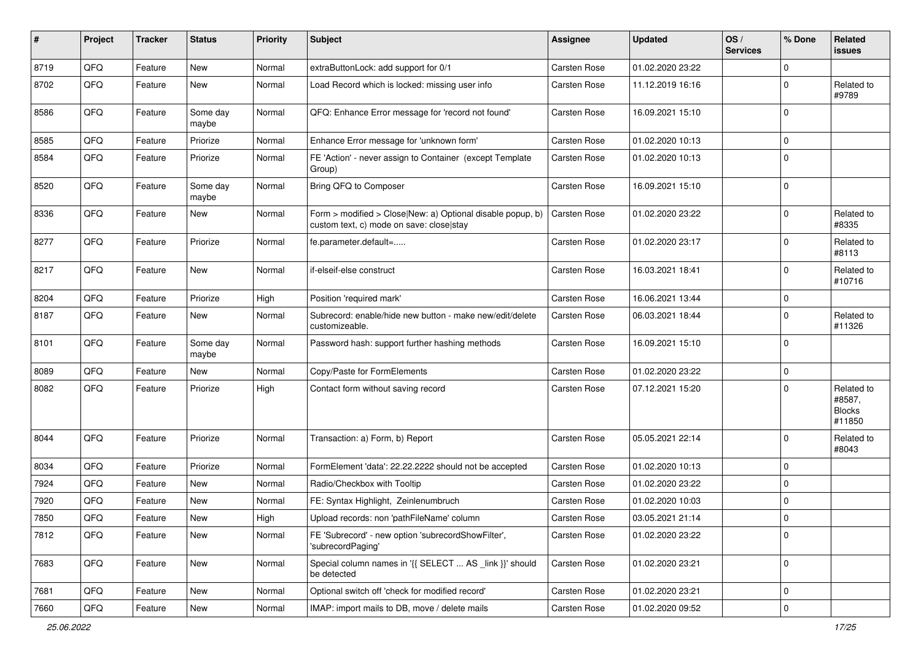| # | Project | Tracker | Status | Priority | Subject | Assignee | Updated | OS / Services | % Done | Related issues |
|---|---|---|---|---|---|---|---|---|---|---|
| 8719 | QFQ | Feature | New | Normal | extraButtonLock: add support for 0/1 | Carsten Rose | 01.02.2020 23:22 | | 0 | |
| 8702 | QFQ | Feature | New | Normal | Load Record which is locked: missing user info | Carsten Rose | 11.12.2019 16:16 | | 0 | Related to #9789 |
| 8586 | QFQ | Feature | Some day maybe | Normal | QFQ: Enhance Error message for 'record not found' | Carsten Rose | 16.09.2021 15:10 | | 0 | |
| 8585 | QFQ | Feature | Priorize | Normal | Enhance Error message for 'unknown form' | Carsten Rose | 01.02.2020 10:13 | | 0 | |
| 8584 | QFQ | Feature | Priorize | Normal | FE 'Action' - never assign to Container (except Template Group) | Carsten Rose | 01.02.2020 10:13 | | 0 | |
| 8520 | QFQ | Feature | Some day maybe | Normal | Bring QFQ to Composer | Carsten Rose | 16.09.2021 15:10 | | 0 | |
| 8336 | QFQ | Feature | New | Normal | Form > modified > Close\|New: a) Optional disable popup, b) custom text, c) mode on save: close\|stay | Carsten Rose | 01.02.2020 23:22 | | 0 | Related to #8335 |
| 8277 | QFQ | Feature | Priorize | Normal | fe.parameter.default=..... | Carsten Rose | 01.02.2020 23:17 | | 0 | Related to #8113 |
| 8217 | QFQ | Feature | New | Normal | if-elseif-else construct | Carsten Rose | 16.03.2021 18:41 | | 0 | Related to #10716 |
| 8204 | QFQ | Feature | Priorize | High | Position 'required mark' | Carsten Rose | 16.06.2021 13:44 | | 0 | |
| 8187 | QFQ | Feature | New | Normal | Subrecord: enable/hide new button - make new/edit/delete customizeable. | Carsten Rose | 06.03.2021 18:44 | | 0 | Related to #11326 |
| 8101 | QFQ | Feature | Some day maybe | Normal | Password hash: support further hashing methods | Carsten Rose | 16.09.2021 15:10 | | 0 | |
| 8089 | QFQ | Feature | New | Normal | Copy/Paste for FormElements | Carsten Rose | 01.02.2020 23:22 | | 0 | |
| 8082 | QFQ | Feature | Priorize | High | Contact form without saving record | Carsten Rose | 07.12.2021 15:20 | | 0 | Related to #8587, Blocks #11850 |
| 8044 | QFQ | Feature | Priorize | Normal | Transaction: a) Form, b) Report | Carsten Rose | 05.05.2021 22:14 | | 0 | Related to #8043 |
| 8034 | QFQ | Feature | Priorize | Normal | FormElement 'data': 22.22.2222 should not be accepted | Carsten Rose | 01.02.2020 10:13 | | 0 | |
| 7924 | QFQ | Feature | New | Normal | Radio/Checkbox with Tooltip | Carsten Rose | 01.02.2020 23:22 | | 0 | |
| 7920 | QFQ | Feature | New | Normal | FE: Syntax Highlight, Zeilenumbruch | Carsten Rose | 01.02.2020 10:03 | | 0 | |
| 7850 | QFQ | Feature | New | High | Upload records: non 'pathFileName' column | Carsten Rose | 03.05.2021 21:14 | | 0 | |
| 7812 | QFQ | Feature | New | Normal | FE 'Subrecord' - new option 'subrecordShowFilter', 'subrecordPaging' | Carsten Rose | 01.02.2020 23:22 | | 0 | |
| 7683 | QFQ | Feature | New | Normal | Special column names in '{{ SELECT ... AS _link }}' should be detected | Carsten Rose | 01.02.2020 23:21 | | 0 | |
| 7681 | QFQ | Feature | New | Normal | Optional switch off 'check for modified record' | Carsten Rose | 01.02.2020 23:21 | | 0 | |
| 7660 | QFQ | Feature | New | Normal | IMAP: import mails to DB, move / delete mails | Carsten Rose | 01.02.2020 09:52 | | 0 | |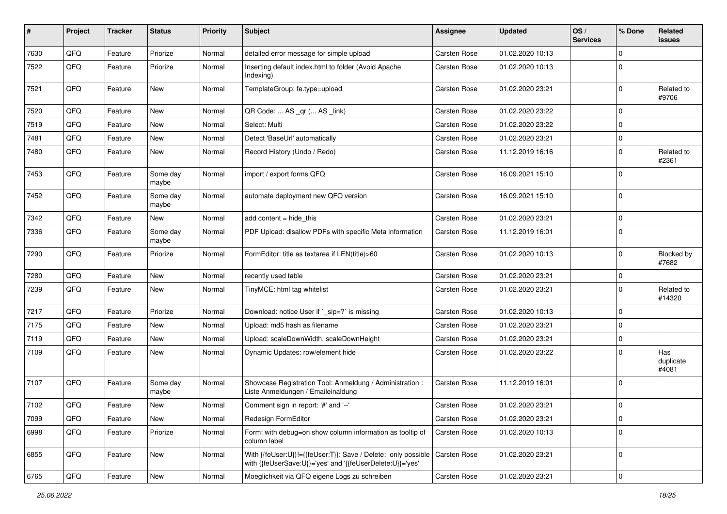| # | Project | Tracker | Status | Priority | Subject | Assignee | Updated | OS / Services | % Done | Related issues |
|---|---|---|---|---|---|---|---|---|---|---|
| 7630 | QFQ | Feature | Priorize | Normal | detailed error message for simple upload | Carsten Rose | 01.02.2020 10:13 | | 0 | |
| 7522 | QFQ | Feature | Priorize | Normal | Inserting default index.html to folder (Avoid Apache Indexing) | Carsten Rose | 01.02.2020 10:13 | | 0 | |
| 7521 | QFQ | Feature | New | Normal | TemplateGroup: fe.type=upload | Carsten Rose | 01.02.2020 23:21 | | 0 | Related to #9706 |
| 7520 | QFQ | Feature | New | Normal | QR Code: ... AS _qr ( ... AS _link) | Carsten Rose | 01.02.2020 23:22 | | 0 | |
| 7519 | QFQ | Feature | New | Normal | Select: Multi | Carsten Rose | 01.02.2020 23:22 | | 0 | |
| 7481 | QFQ | Feature | New | Normal | Detect 'BaseUrl' automatically | Carsten Rose | 01.02.2020 23:21 | | 0 | |
| 7480 | QFQ | Feature | New | Normal | Record History (Undo / Redo) | Carsten Rose | 11.12.2019 16:16 | | 0 | Related to #2361 |
| 7453 | QFQ | Feature | Some day maybe | Normal | import / export forms QFQ | Carsten Rose | 16.09.2021 15:10 | | 0 | |
| 7452 | QFQ | Feature | Some day maybe | Normal | automate deployment new QFQ version | Carsten Rose | 16.09.2021 15:10 | | 0 | |
| 7342 | QFQ | Feature | New | Normal | add content = hide_this | Carsten Rose | 01.02.2020 23:21 | | 0 | |
| 7336 | QFQ | Feature | Some day maybe | Normal | PDF Upload: disallow PDFs with specific Meta information | Carsten Rose | 11.12.2019 16:01 | | 0 | |
| 7290 | QFQ | Feature | Priorize | Normal | FormEditor: title as textarea if LEN(title)>60 | Carsten Rose | 01.02.2020 10:13 | | 0 | Blocked by #7682 |
| 7280 | QFQ | Feature | New | Normal | recently used table | Carsten Rose | 01.02.2020 23:21 | | 0 | |
| 7239 | QFQ | Feature | New | Normal | TinyMCE: html tag whitelist | Carsten Rose | 01.02.2020 23:21 | | 0 | Related to #14320 |
| 7217 | QFQ | Feature | Priorize | Normal | Download: notice User if `_sip=?` is missing | Carsten Rose | 01.02.2020 10:13 | | 0 | |
| 7175 | QFQ | Feature | New | Normal | Upload: md5 hash as filename | Carsten Rose | 01.02.2020 23:21 | | 0 | |
| 7119 | QFQ | Feature | New | Normal | Upload: scaleDownWidth, scaleDownHeight | Carsten Rose | 01.02.2020 23:21 | | 0 | |
| 7109 | QFQ | Feature | New | Normal | Dynamic Updates: row/element hide | Carsten Rose | 01.02.2020 23:22 | | 0 | Has duplicate #4081 |
| 7107 | QFQ | Feature | Some day maybe | Normal | Showcase Registration Tool: Anmeldung / Administration : Liste Anmeldungen / Emaileinaldung | Carsten Rose | 11.12.2019 16:01 | | 0 | |
| 7102 | QFQ | Feature | New | Normal | Comment sign in report: '#' and '--' | Carsten Rose | 01.02.2020 23:21 | | 0 | |
| 7099 | QFQ | Feature | New | Normal | Redesign FormEditor | Carsten Rose | 01.02.2020 23:21 | | 0 | |
| 6998 | QFQ | Feature | Priorize | Normal | Form: with debug=on show column information as tooltip of column label | Carsten Rose | 01.02.2020 10:13 | | 0 | |
| 6855 | QFQ | Feature | New | Normal | With {{feUser:U}}!={{feUser:T}}: Save / Delete: only possible with {{feUserSave:U}}='yes' and '{{feUserDelete:U}}='yes' | Carsten Rose | 01.02.2020 23:21 | | 0 | |
| 6765 | QFQ | Feature | New | Normal | Moeglichkeit via QFQ eigene Logs zu schreiben | Carsten Rose | 01.02.2020 23:21 | | 0 | |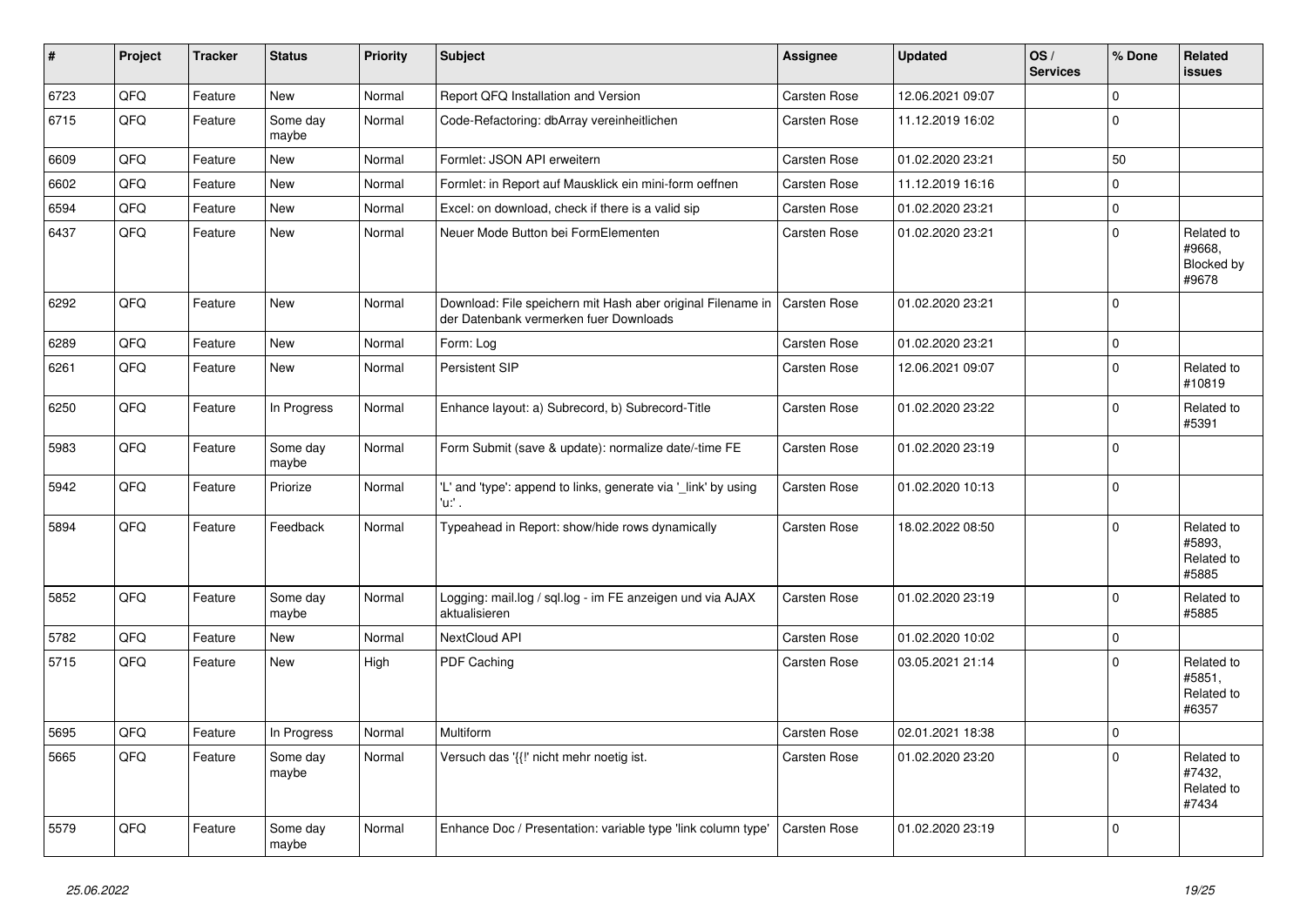| # | Project | Tracker | Status | Priority | Subject | Assignee | Updated | OS / Services | % Done | Related issues |
|---|---|---|---|---|---|---|---|---|---|---|
| 6723 | QFQ | Feature | New | Normal | Report QFQ Installation and Version | Carsten Rose | 12.06.2021 09:07 | | 0 | |
| 6715 | QFQ | Feature | Some day maybe | Normal | Code-Refactoring: dbArray vereinheitlichen | Carsten Rose | 11.12.2019 16:02 | | 0 | |
| 6609 | QFQ | Feature | New | Normal | Formlet: JSON API erweitern | Carsten Rose | 01.02.2020 23:21 | | 50 | |
| 6602 | QFQ | Feature | New | Normal | Formlet: in Report auf Mausklick ein mini-form oeffnen | Carsten Rose | 11.12.2019 16:16 | | 0 | |
| 6594 | QFQ | Feature | New | Normal | Excel: on download, check if there is a valid sip | Carsten Rose | 01.02.2020 23:21 | | 0 | |
| 6437 | QFQ | Feature | New | Normal | Neuer Mode Button bei FormElementen | Carsten Rose | 01.02.2020 23:21 | | 0 | Related to #9668, Blocked by #9678 |
| 6292 | QFQ | Feature | New | Normal | Download: File speichern mit Hash aber original Filename in der Datenbank vermerken fuer Downloads | Carsten Rose | 01.02.2020 23:21 | | 0 | |
| 6289 | QFQ | Feature | New | Normal | Form: Log | Carsten Rose | 01.02.2020 23:21 | | 0 | |
| 6261 | QFQ | Feature | New | Normal | Persistent SIP | Carsten Rose | 12.06.2021 09:07 | | 0 | Related to #10819 |
| 6250 | QFQ | Feature | In Progress | Normal | Enhance layout: a) Subrecord, b) Subrecord-Title | Carsten Rose | 01.02.2020 23:22 | | 0 | Related to #5391 |
| 5983 | QFQ | Feature | Some day maybe | Normal | Form Submit (save & update): normalize date/-time FE | Carsten Rose | 01.02.2020 23:19 | | 0 | |
| 5942 | QFQ | Feature | Priorize | Normal | 'L' and 'type': append to links, generate via '_link' by using 'u:' . | Carsten Rose | 01.02.2020 10:13 | | 0 | |
| 5894 | QFQ | Feature | Feedback | Normal | Typeahead in Report: show/hide rows dynamically | Carsten Rose | 18.02.2022 08:50 | | 0 | Related to #5893, Related to #5885 |
| 5852 | QFQ | Feature | Some day maybe | Normal | Logging: mail.log / sql.log - im FE anzeigen und via AJAX aktualisieren | Carsten Rose | 01.02.2020 23:19 | | 0 | Related to #5885 |
| 5782 | QFQ | Feature | New | Normal | NextCloud API | Carsten Rose | 01.02.2020 10:02 | | 0 | |
| 5715 | QFQ | Feature | New | High | PDF Caching | Carsten Rose | 03.05.2021 21:14 | | 0 | Related to #5851, Related to #6357 |
| 5695 | QFQ | Feature | In Progress | Normal | Multiform | Carsten Rose | 02.01.2021 18:38 | | 0 | |
| 5665 | QFQ | Feature | Some day maybe | Normal | Versuch das '{{!' nicht mehr noetig ist. | Carsten Rose | 01.02.2020 23:20 | | 0 | Related to #7432, Related to #7434 |
| 5579 | QFQ | Feature | Some day maybe | Normal | Enhance Doc / Presentation: variable type 'link column type' | Carsten Rose | 01.02.2020 23:19 | | 0 | |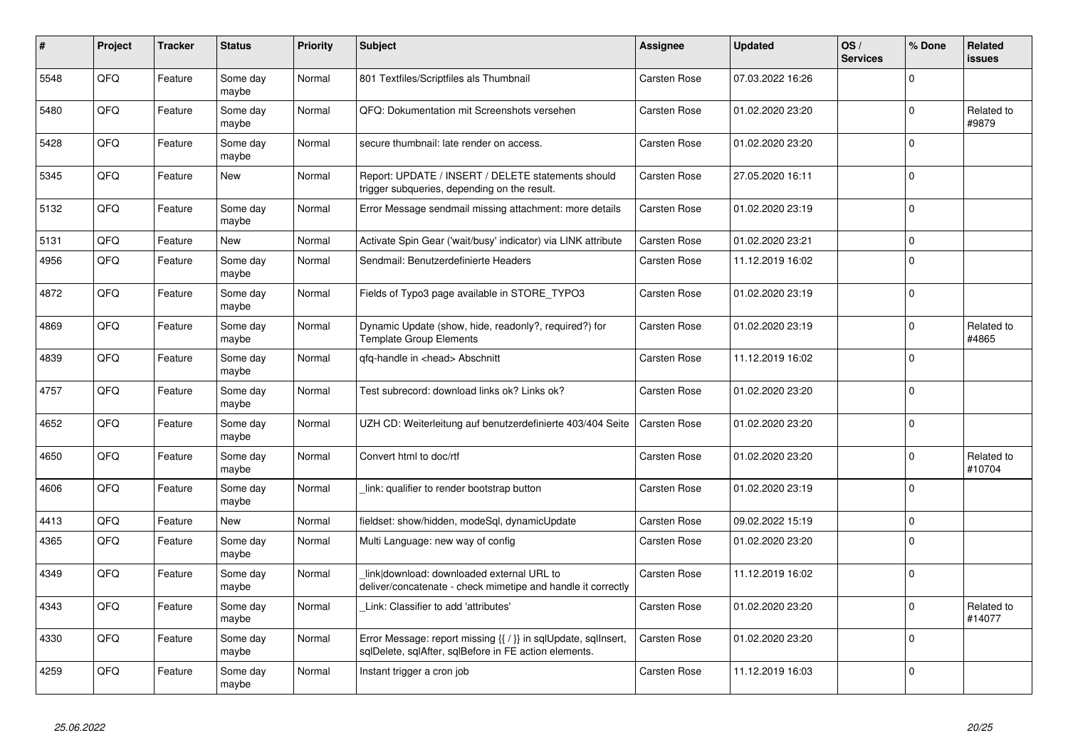| # | Project | Tracker | Status | Priority | Subject | Assignee | Updated | OS / Services | % Done | Related issues |
|---|---|---|---|---|---|---|---|---|---|---|
| 5548 | QFQ | Feature | Some day maybe | Normal | 801 Textfiles/Scriptfiles als Thumbnail | Carsten Rose | 07.03.2022 16:26 | | 0 | |
| 5480 | QFQ | Feature | Some day maybe | Normal | QFQ: Dokumentation mit Screenshots versehen | Carsten Rose | 01.02.2020 23:20 | | 0 | Related to #9879 |
| 5428 | QFQ | Feature | Some day maybe | Normal | secure thumbnail: late render on access. | Carsten Rose | 01.02.2020 23:20 | | 0 | |
| 5345 | QFQ | Feature | New | Normal | Report: UPDATE / INSERT / DELETE statements should trigger subqueries, depending on the result. | Carsten Rose | 27.05.2020 16:11 | | 0 | |
| 5132 | QFQ | Feature | Some day maybe | Normal | Error Message sendmail missing attachment: more details | Carsten Rose | 01.02.2020 23:19 | | 0 | |
| 5131 | QFQ | Feature | New | Normal | Activate Spin Gear ('wait/busy' indicator) via LINK attribute | Carsten Rose | 01.02.2020 23:21 | | 0 | |
| 4956 | QFQ | Feature | Some day maybe | Normal | Sendmail: Benutzerdefinierte Headers | Carsten Rose | 11.12.2019 16:02 | | 0 | |
| 4872 | QFQ | Feature | Some day maybe | Normal | Fields of Typo3 page available in STORE_TYPO3 | Carsten Rose | 01.02.2020 23:19 | | 0 | |
| 4869 | QFQ | Feature | Some day maybe | Normal | Dynamic Update (show, hide, readonly?, required?) for Template Group Elements | Carsten Rose | 01.02.2020 23:19 | | 0 | Related to #4865 |
| 4839 | QFQ | Feature | Some day maybe | Normal | qfq-handle in <head> Abschnitt | Carsten Rose | 11.12.2019 16:02 | | 0 | |
| 4757 | QFQ | Feature | Some day maybe | Normal | Test subrecord: download links ok? Links ok? | Carsten Rose | 01.02.2020 23:20 | | 0 | |
| 4652 | QFQ | Feature | Some day maybe | Normal | UZH CD: Weiterleitung auf benutzerdefinierte 403/404 Seite | Carsten Rose | 01.02.2020 23:20 | | 0 | |
| 4650 | QFQ | Feature | Some day maybe | Normal | Convert html to doc/rtf | Carsten Rose | 01.02.2020 23:20 | | 0 | Related to #10704 |
| 4606 | QFQ | Feature | Some day maybe | Normal | _link: qualifier to render bootstrap button | Carsten Rose | 01.02.2020 23:19 | | 0 | |
| 4413 | QFQ | Feature | New | Normal | fieldset: show/hidden, modeSql, dynamicUpdate | Carsten Rose | 09.02.2022 15:19 | | 0 | |
| 4365 | QFQ | Feature | Some day maybe | Normal | Multi Language: new way of config | Carsten Rose | 01.02.2020 23:20 | | 0 | |
| 4349 | QFQ | Feature | Some day maybe | Normal | _link\|download: downloaded external URL to deliver/concatenate - check mimetipe and handle it correctly | Carsten Rose | 11.12.2019 16:02 | | 0 | |
| 4343 | QFQ | Feature | Some day maybe | Normal | _Link: Classifier to add 'attributes' | Carsten Rose | 01.02.2020 23:20 | | 0 | Related to #14077 |
| 4330 | QFQ | Feature | Some day maybe | Normal | Error Message: report missing {{ / }} in sqlUpdate, sqlInsert, sqlDelete, sqlAfter, sqlBefore in FE action elements. | Carsten Rose | 01.02.2020 23:20 | | 0 | |
| 4259 | QFQ | Feature | Some day maybe | Normal | Instant trigger a cron job | Carsten Rose | 11.12.2019 16:03 | | 0 | |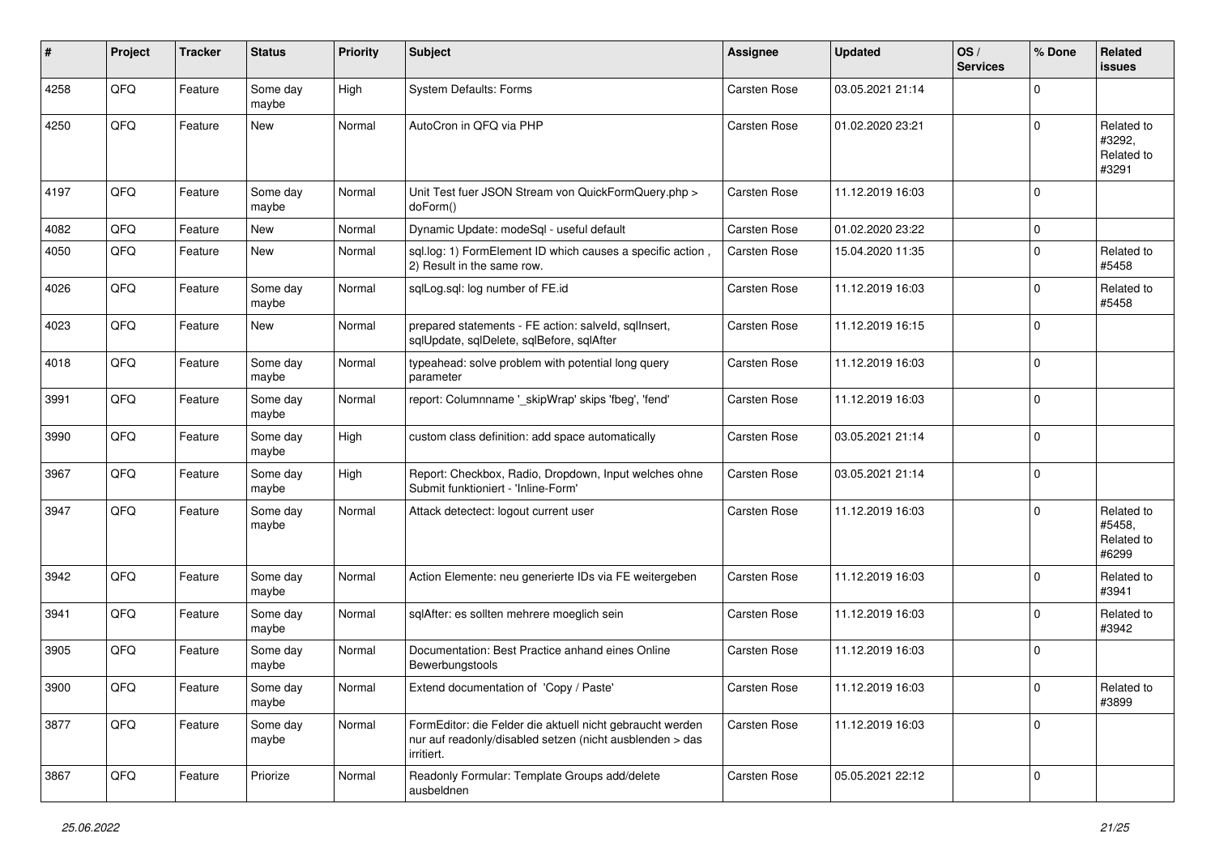| # | Project | Tracker | Status | Priority | Subject | Assignee | Updated | OS / Services | % Done | Related issues |
|---|---|---|---|---|---|---|---|---|---|---|
| 4258 | QFQ | Feature | Some day maybe | High | System Defaults: Forms | Carsten Rose | 03.05.2021 21:14 | | 0 | |
| 4250 | QFQ | Feature | New | Normal | AutoCron in QFQ via PHP | Carsten Rose | 01.02.2020 23:21 | | 0 | Related to #3292, Related to #3291 |
| 4197 | QFQ | Feature | Some day maybe | Normal | Unit Test fuer JSON Stream von QuickFormQuery.php > doForm() | Carsten Rose | 11.12.2019 16:03 | | 0 | |
| 4082 | QFQ | Feature | New | Normal | Dynamic Update: modeSql - useful default | Carsten Rose | 01.02.2020 23:22 | | 0 | |
| 4050 | QFQ | Feature | New | Normal | sql.log: 1) FormElement ID which causes a specific action , 2) Result in the same row. | Carsten Rose | 15.04.2020 11:35 | | 0 | Related to #5458 |
| 4026 | QFQ | Feature | Some day maybe | Normal | sqlLog.sql: log number of FE.id | Carsten Rose | 11.12.2019 16:03 | | 0 | Related to #5458 |
| 4023 | QFQ | Feature | New | Normal | prepared statements - FE action: salveId, sqlInsert, sqlUpdate, sqlDelete, sqlBefore, sqlAfter | Carsten Rose | 11.12.2019 16:15 | | 0 | |
| 4018 | QFQ | Feature | Some day maybe | Normal | typeahead: solve problem with potential long query parameter | Carsten Rose | 11.12.2019 16:03 | | 0 | |
| 3991 | QFQ | Feature | Some day maybe | Normal | report: Columnname '_skipWrap' skips 'fbeg', 'fend' | Carsten Rose | 11.12.2019 16:03 | | 0 | |
| 3990 | QFQ | Feature | Some day maybe | High | custom class definition: add space automatically | Carsten Rose | 03.05.2021 21:14 | | 0 | |
| 3967 | QFQ | Feature | Some day maybe | High | Report: Checkbox, Radio, Dropdown, Input welches ohne Submit funktioniert - 'Inline-Form' | Carsten Rose | 03.05.2021 21:14 | | 0 | |
| 3947 | QFQ | Feature | Some day maybe | Normal | Attack detectect: logout current user | Carsten Rose | 11.12.2019 16:03 | | 0 | Related to #5458, Related to #6299 |
| 3942 | QFQ | Feature | Some day maybe | Normal | Action Elemente: neu generierte IDs via FE weitergeben | Carsten Rose | 11.12.2019 16:03 | | 0 | Related to #3941 |
| 3941 | QFQ | Feature | Some day maybe | Normal | sqlAfter: es sollten mehrere moeglich sein | Carsten Rose | 11.12.2019 16:03 | | 0 | Related to #3942 |
| 3905 | QFQ | Feature | Some day maybe | Normal | Documentation: Best Practice anhand eines Online Bewerbungstools | Carsten Rose | 11.12.2019 16:03 | | 0 | |
| 3900 | QFQ | Feature | Some day maybe | Normal | Extend documentation of 'Copy / Paste' | Carsten Rose | 11.12.2019 16:03 | | 0 | Related to #3899 |
| 3877 | QFQ | Feature | Some day maybe | Normal | FormEditor: die Felder die aktuell nicht gebraucht werden nur auf readonly/disabled setzen (nicht ausblenden > das irritiert. | Carsten Rose | 11.12.2019 16:03 | | 0 | |
| 3867 | QFQ | Feature | Priorize | Normal | Readonly Formular: Template Groups add/delete ausbeldnen | Carsten Rose | 05.05.2021 22:12 | | 0 | |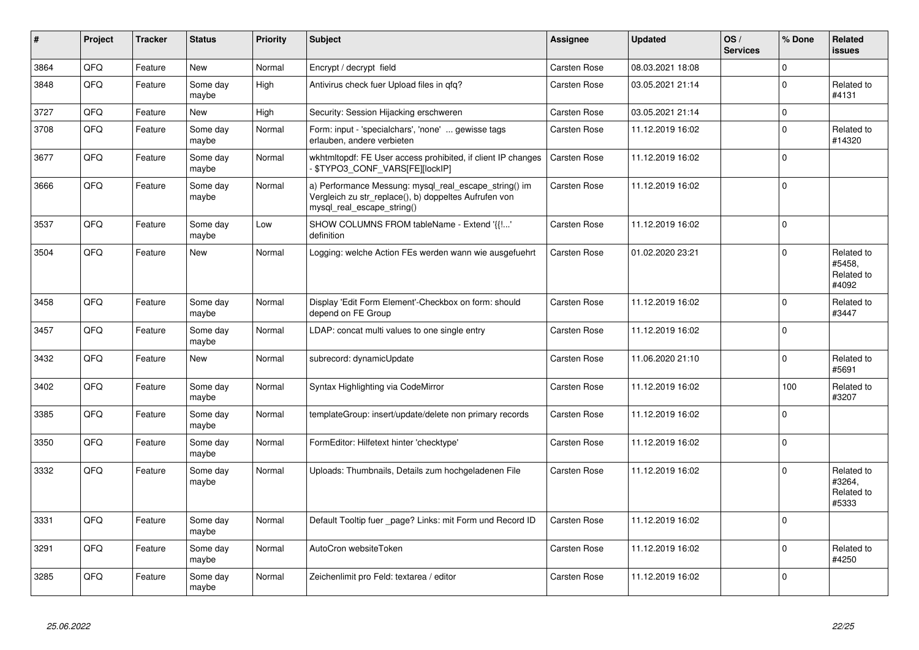| # | Project | Tracker | Status | Priority | Subject | Assignee | Updated | OS / Services | % Done | Related issues |
|---|---|---|---|---|---|---|---|---|---|---|
| 3864 | QFQ | Feature | New | Normal | Encrypt / decrypt field | Carsten Rose | 08.03.2021 18:08 | | 0 | |
| 3848 | QFQ | Feature | Some day maybe | High | Antivirus check fuer Upload files in qfq? | Carsten Rose | 03.05.2021 21:14 | | 0 | Related to #4131 |
| 3727 | QFQ | Feature | New | High | Security: Session Hijacking erschweren | Carsten Rose | 03.05.2021 21:14 | | 0 | |
| 3708 | QFQ | Feature | Some day maybe | Normal | Form: input - 'specialchars', 'none' ... gewisse tags erlauben, andere verbieten | Carsten Rose | 11.12.2019 16:02 | | 0 | Related to #14320 |
| 3677 | QFQ | Feature | Some day maybe | Normal | wkhtmltopdf: FE User access prohibited, if client IP changes - $TYPO3_CONF_VARS[FE][lockIP] | Carsten Rose | 11.12.2019 16:02 | | 0 | |
| 3666 | QFQ | Feature | Some day maybe | Normal | a) Performance Messung: mysql_real_escape_string() im Vergleich zu str_replace(), b) doppeltes Aufrufen von mysql_real_escape_string() | Carsten Rose | 11.12.2019 16:02 | | 0 | |
| 3537 | QFQ | Feature | Some day maybe | Low | SHOW COLUMNS FROM tableName - Extend '{{!...' definition | Carsten Rose | 11.12.2019 16:02 | | 0 | |
| 3504 | QFQ | Feature | New | Normal | Logging: welche Action FEs werden wann wie ausgefuehrt | Carsten Rose | 01.02.2020 23:21 | | 0 | Related to #5458, Related to #4092 |
| 3458 | QFQ | Feature | Some day maybe | Normal | Display 'Edit Form Element'-Checkbox on form: should depend on FE Group | Carsten Rose | 11.12.2019 16:02 | | 0 | Related to #3447 |
| 3457 | QFQ | Feature | Some day maybe | Normal | LDAP: concat multi values to one single entry | Carsten Rose | 11.12.2019 16:02 | | 0 | |
| 3432 | QFQ | Feature | New | Normal | subrecord: dynamicUpdate | Carsten Rose | 11.06.2020 21:10 | | 0 | Related to #5691 |
| 3402 | QFQ | Feature | Some day maybe | Normal | Syntax Highlighting via CodeMirror | Carsten Rose | 11.12.2019 16:02 | | 100 | Related to #3207 |
| 3385 | QFQ | Feature | Some day maybe | Normal | templateGroup: insert/update/delete non primary records | Carsten Rose | 11.12.2019 16:02 | | 0 | |
| 3350 | QFQ | Feature | Some day maybe | Normal | FormEditor: Hilfetext hinter 'checktype' | Carsten Rose | 11.12.2019 16:02 | | 0 | |
| 3332 | QFQ | Feature | Some day maybe | Normal | Uploads: Thumbnails, Details zum hochgeladenen File | Carsten Rose | 11.12.2019 16:02 | | 0 | Related to #3264, Related to #5333 |
| 3331 | QFQ | Feature | Some day maybe | Normal | Default Tooltip fuer _page? Links: mit Form und Record ID | Carsten Rose | 11.12.2019 16:02 | | 0 | |
| 3291 | QFQ | Feature | Some day maybe | Normal | AutoCron websiteToken | Carsten Rose | 11.12.2019 16:02 | | 0 | Related to #4250 |
| 3285 | QFQ | Feature | Some day maybe | Normal | Zeichenlimit pro Feld: textarea / editor | Carsten Rose | 11.12.2019 16:02 | | 0 | |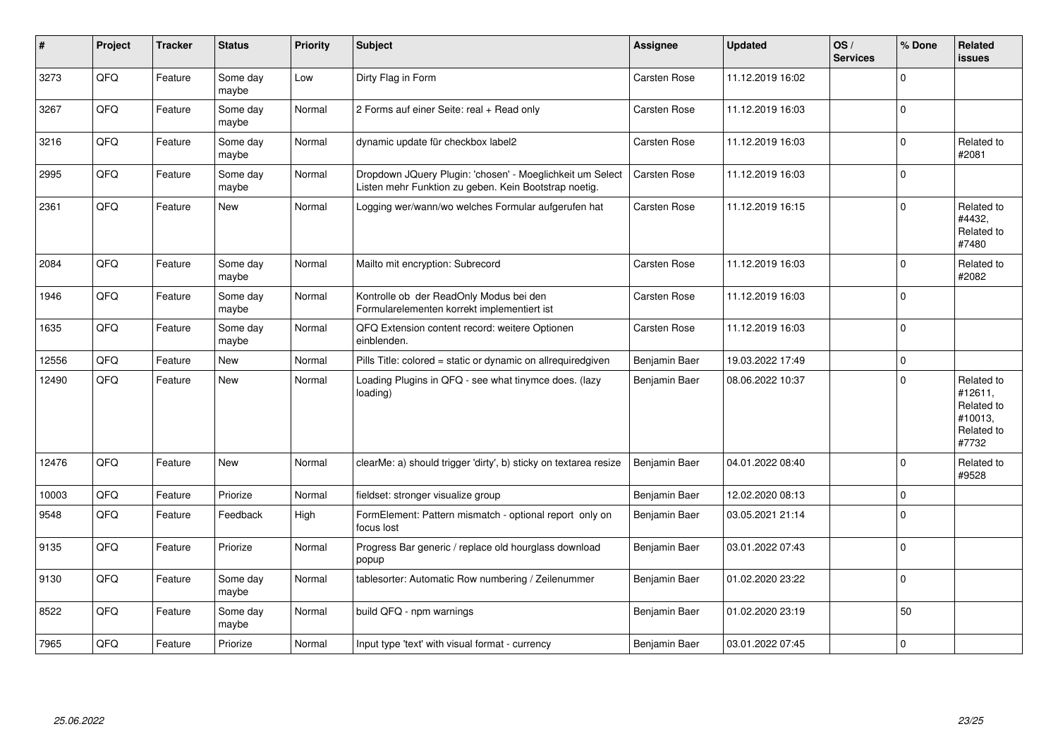| # | Project | Tracker | Status | Priority | Subject | Assignee | Updated | OS / Services | % Done | Related issues |
|---|---|---|---|---|---|---|---|---|---|---|
| 3273 | QFQ | Feature | Some day maybe | Low | Dirty Flag in Form | Carsten Rose | 11.12.2019 16:02 | | 0 | |
| 3267 | QFQ | Feature | Some day maybe | Normal | 2 Forms auf einer Seite: real + Read only | Carsten Rose | 11.12.2019 16:03 | | 0 | |
| 3216 | QFQ | Feature | Some day maybe | Normal | dynamic update für checkbox label2 | Carsten Rose | 11.12.2019 16:03 | | 0 | Related to #2081 |
| 2995 | QFQ | Feature | Some day maybe | Normal | Dropdown JQuery Plugin: 'chosen' - Moeglichkeit um Select Listen mehr Funktion zu geben. Kein Bootstrap noetig. | Carsten Rose | 11.12.2019 16:03 | | 0 | |
| 2361 | QFQ | Feature | New | Normal | Logging wer/wann/wo welches Formular aufgerufen hat | Carsten Rose | 11.12.2019 16:15 | | 0 | Related to #4432, Related to #7480 |
| 2084 | QFQ | Feature | Some day maybe | Normal | Mailto mit encryption: Subrecord | Carsten Rose | 11.12.2019 16:03 | | 0 | Related to #2082 |
| 1946 | QFQ | Feature | Some day maybe | Normal | Kontrolle ob der ReadOnly Modus bei den Formularelementen korrekt implementiert ist | Carsten Rose | 11.12.2019 16:03 | | 0 | |
| 1635 | QFQ | Feature | Some day maybe | Normal | QFQ Extension content record: weitere Optionen einblenden. | Carsten Rose | 11.12.2019 16:03 | | 0 | |
| 12556 | QFQ | Feature | New | Normal | Pills Title: colored = static or dynamic on allrequiredgiven | Benjamin Baer | 19.03.2022 17:49 | | 0 | |
| 12490 | QFQ | Feature | New | Normal | Loading Plugins in QFQ - see what tinymce does. (lazy loading) | Benjamin Baer | 08.06.2022 10:37 | | 0 | Related to #12611, Related to #10013, Related to #7732 |
| 12476 | QFQ | Feature | New | Normal | clearMe: a) should trigger 'dirty', b) sticky on textarea resize | Benjamin Baer | 04.01.2022 08:40 | | 0 | Related to #9528 |
| 10003 | QFQ | Feature | Priorize | Normal | fieldset: stronger visualize group | Benjamin Baer | 12.02.2020 08:13 | | 0 | |
| 9548 | QFQ | Feature | Feedback | High | FormElement: Pattern mismatch - optional report only on focus lost | Benjamin Baer | 03.05.2021 21:14 | | 0 | |
| 9135 | QFQ | Feature | Priorize | Normal | Progress Bar generic / replace old hourglass download popup | Benjamin Baer | 03.01.2022 07:43 | | 0 | |
| 9130 | QFQ | Feature | Some day maybe | Normal | tablesorter: Automatic Row numbering / Zeilenummer | Benjamin Baer | 01.02.2020 23:22 | | 0 | |
| 8522 | QFQ | Feature | Some day maybe | Normal | build QFQ - npm warnings | Benjamin Baer | 01.02.2020 23:19 | | 50 | |
| 7965 | QFQ | Feature | Priorize | Normal | Input type 'text' with visual format - currency | Benjamin Baer | 03.01.2022 07:45 | | 0 | |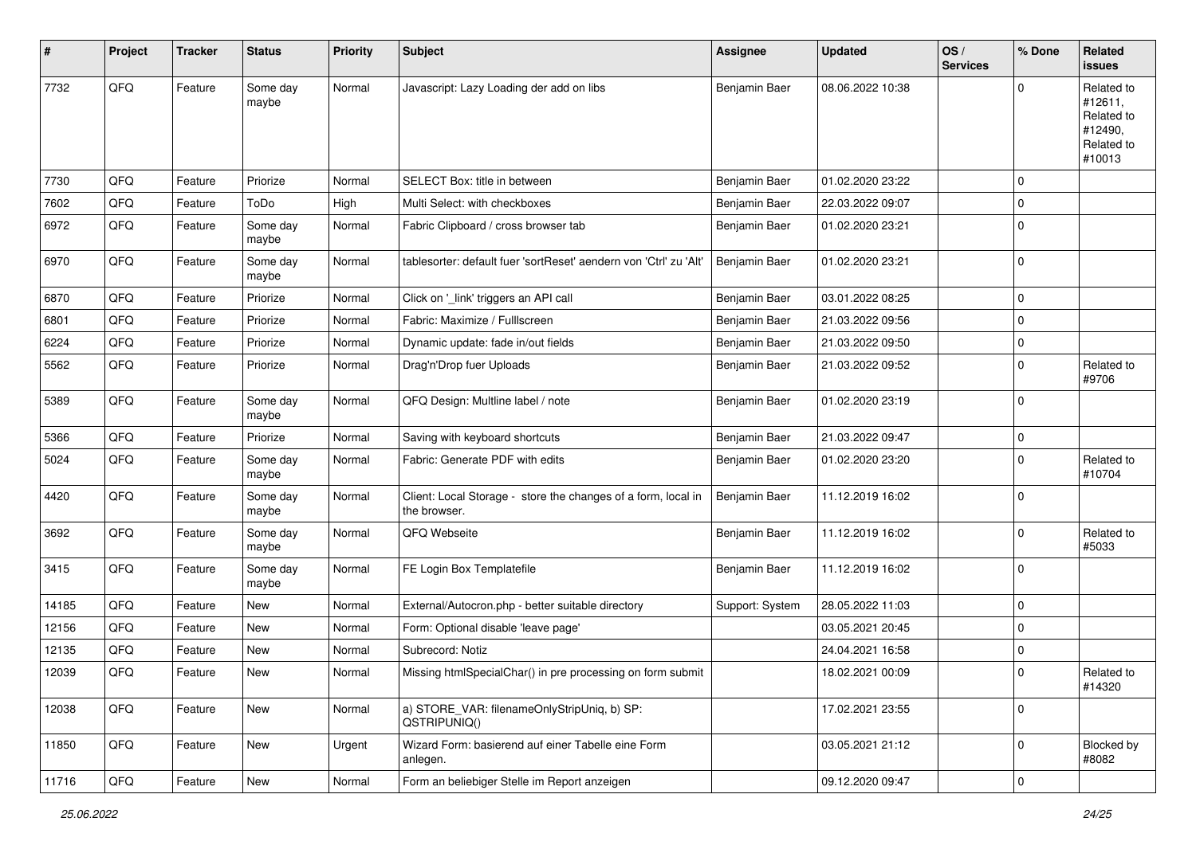| # | Project | Tracker | Status | Priority | Subject | Assignee | Updated | OS / Services | % Done | Related issues |
|---|---|---|---|---|---|---|---|---|---|---|
| 7732 | QFQ | Feature | Some day maybe | Normal | Javascript: Lazy Loading der add on libs | Benjamin Baer | 08.06.2022 10:38 | | 0 | Related to #12611, Related to #12490, Related to #10013 |
| 7730 | QFQ | Feature | Priorize | Normal | SELECT Box: title in between | Benjamin Baer | 01.02.2020 23:22 | | 0 | |
| 7602 | QFQ | Feature | ToDo | High | Multi Select: with checkboxes | Benjamin Baer | 22.03.2022 09:07 | | 0 | |
| 6972 | QFQ | Feature | Some day maybe | Normal | Fabric Clipboard / cross browser tab | Benjamin Baer | 01.02.2020 23:21 | | 0 | |
| 6970 | QFQ | Feature | Some day maybe | Normal | tablesorter: default fuer 'sortReset' aendern von 'Ctrl' zu 'Alt' | Benjamin Baer | 01.02.2020 23:21 | | 0 | |
| 6870 | QFQ | Feature | Priorize | Normal | Click on '_link' triggers an API call | Benjamin Baer | 03.01.2022 08:25 | | 0 | |
| 6801 | QFQ | Feature | Priorize | Normal | Fabric: Maximize / Fulllscreen | Benjamin Baer | 21.03.2022 09:56 | | 0 | |
| 6224 | QFQ | Feature | Priorize | Normal | Dynamic update: fade in/out fields | Benjamin Baer | 21.03.2022 09:50 | | 0 | |
| 5562 | QFQ | Feature | Priorize | Normal | Drag'n'Drop fuer Uploads | Benjamin Baer | 21.03.2022 09:52 | | 0 | Related to #9706 |
| 5389 | QFQ | Feature | Some day maybe | Normal | QFQ Design: Multline label / note | Benjamin Baer | 01.02.2020 23:19 | | 0 | |
| 5366 | QFQ | Feature | Priorize | Normal | Saving with keyboard shortcuts | Benjamin Baer | 21.03.2022 09:47 | | 0 | |
| 5024 | QFQ | Feature | Some day maybe | Normal | Fabric: Generate PDF with edits | Benjamin Baer | 01.02.2020 23:20 | | 0 | Related to #10704 |
| 4420 | QFQ | Feature | Some day maybe | Normal | Client: Local Storage - store the changes of a form, local in the browser. | Benjamin Baer | 11.12.2019 16:02 | | 0 | |
| 3692 | QFQ | Feature | Some day maybe | Normal | QFQ Webseite | Benjamin Baer | 11.12.2019 16:02 | | 0 | Related to #5033 |
| 3415 | QFQ | Feature | Some day maybe | Normal | FE Login Box Templatefile | Benjamin Baer | 11.12.2019 16:02 | | 0 | |
| 14185 | QFQ | Feature | New | Normal | External/Autocron.php - better suitable directory | Support: System | 28.05.2022 11:03 | | 0 | |
| 12156 | QFQ | Feature | New | Normal | Form: Optional disable 'leave page' | | 03.05.2021 20:45 | | 0 | |
| 12135 | QFQ | Feature | New | Normal | Subrecord: Notiz | | 24.04.2021 16:58 | | 0 | |
| 12039 | QFQ | Feature | New | Normal | Missing htmlSpecialChar() in pre processing on form submit | | 18.02.2021 00:09 | | 0 | Related to #14320 |
| 12038 | QFQ | Feature | New | Normal | a) STORE_VAR: filenameOnlyStripUniq, b) SP: QSTRIPUNIQ() | | 17.02.2021 23:55 | | 0 | |
| 11850 | QFQ | Feature | New | Urgent | Wizard Form: basierend auf einer Tabelle eine Form anlegen. | | 03.05.2021 21:12 | | 0 | Blocked by #8082 |
| 11716 | QFQ | Feature | New | Normal | Form an beliebiger Stelle im Report anzeigen | | 09.12.2020 09:47 | | 0 | |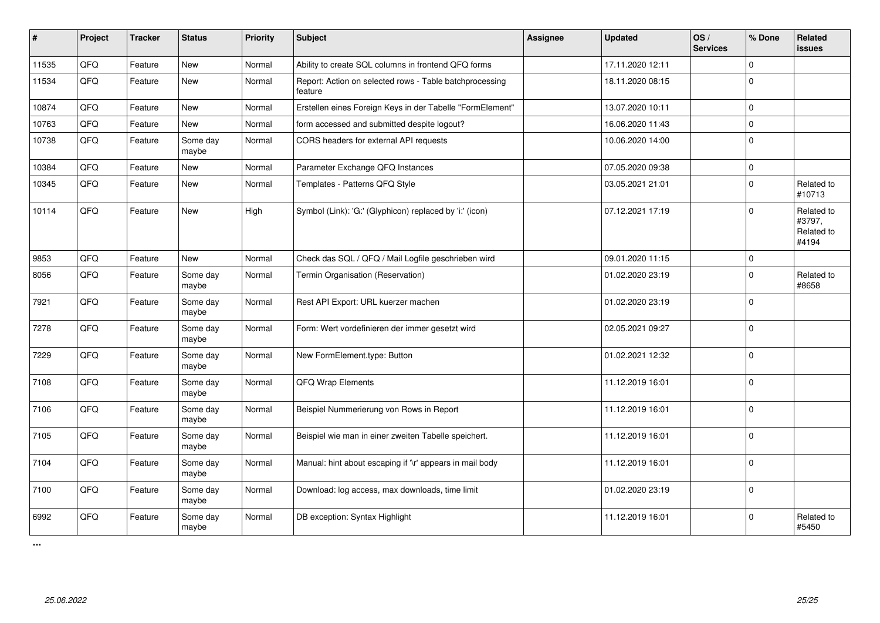| # | Project | Tracker | Status | Priority | Subject | Assignee | Updated | OS / Services | % Done | Related issues |
|---|---|---|---|---|---|---|---|---|---|---|
| 11535 | QFQ | Feature | New | Normal | Ability to create SQL columns in frontend QFQ forms | | 17.11.2020 12:11 | | 0 | |
| 11534 | QFQ | Feature | New | Normal | Report: Action on selected rows - Table batchprocessing feature | | 18.11.2020 08:15 | | 0 | |
| 10874 | QFQ | Feature | New | Normal | Erstellen eines Foreign Keys in der Tabelle "FormElement" | | 13.07.2020 10:11 | | 0 | |
| 10763 | QFQ | Feature | New | Normal | form accessed and submitted despite logout? | | 16.06.2020 11:43 | | 0 | |
| 10738 | QFQ | Feature | Some day maybe | Normal | CORS headers for external API requests | | 10.06.2020 14:00 | | 0 | |
| 10384 | QFQ | Feature | New | Normal | Parameter Exchange QFQ Instances | | 07.05.2020 09:38 | | 0 | |
| 10345 | QFQ | Feature | New | Normal | Templates - Patterns QFQ Style | | 03.05.2021 21:01 | | 0 | Related to #10713 |
| 10114 | QFQ | Feature | New | High | Symbol (Link): 'G:' (Glyphicon) replaced by 'i:' (icon) | | 07.12.2021 17:19 | | 0 | Related to #3797, Related to #4194 |
| 9853 | QFQ | Feature | New | Normal | Check das SQL / QFQ / Mail Logfile geschrieben wird | | 09.01.2020 11:15 | | 0 | |
| 8056 | QFQ | Feature | Some day maybe | Normal | Termin Organisation (Reservation) | | 01.02.2020 23:19 | | 0 | Related to #8658 |
| 7921 | QFQ | Feature | Some day maybe | Normal | Rest API Export: URL kuerzer machen | | 01.02.2020 23:19 | | 0 | |
| 7278 | QFQ | Feature | Some day maybe | Normal | Form: Wert vordefinieren der immer gesetzt wird | | 02.05.2021 09:27 | | 0 | |
| 7229 | QFQ | Feature | Some day maybe | Normal | New FormElement.type: Button | | 01.02.2021 12:32 | | 0 | |
| 7108 | QFQ | Feature | Some day maybe | Normal | QFQ Wrap Elements | | 11.12.2019 16:01 | | 0 | |
| 7106 | QFQ | Feature | Some day maybe | Normal | Beispiel Nummerierung von Rows in Report | | 11.12.2019 16:01 | | 0 | |
| 7105 | QFQ | Feature | Some day maybe | Normal | Beispiel wie man in einer zweiten Tabelle speichert. | | 11.12.2019 16:01 | | 0 | |
| 7104 | QFQ | Feature | Some day maybe | Normal | Manual: hint about escaping if '\r' appears in mail body | | 11.12.2019 16:01 | | 0 | |
| 7100 | QFQ | Feature | Some day maybe | Normal | Download: log access, max downloads, time limit | | 01.02.2020 23:19 | | 0 | |
| 6992 | QFQ | Feature | Some day maybe | Normal | DB exception: Syntax Highlight | | 11.12.2019 16:01 | | 0 | Related to #5450 |

...